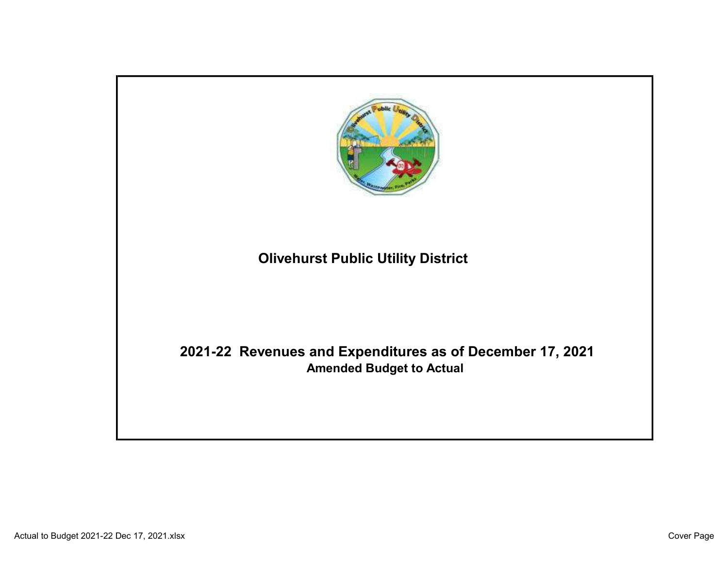# Olivehurst Public Utility District

## 2021-22 Revenues and Expenditures as of December 17, 2021

**Amended Budget to Actual**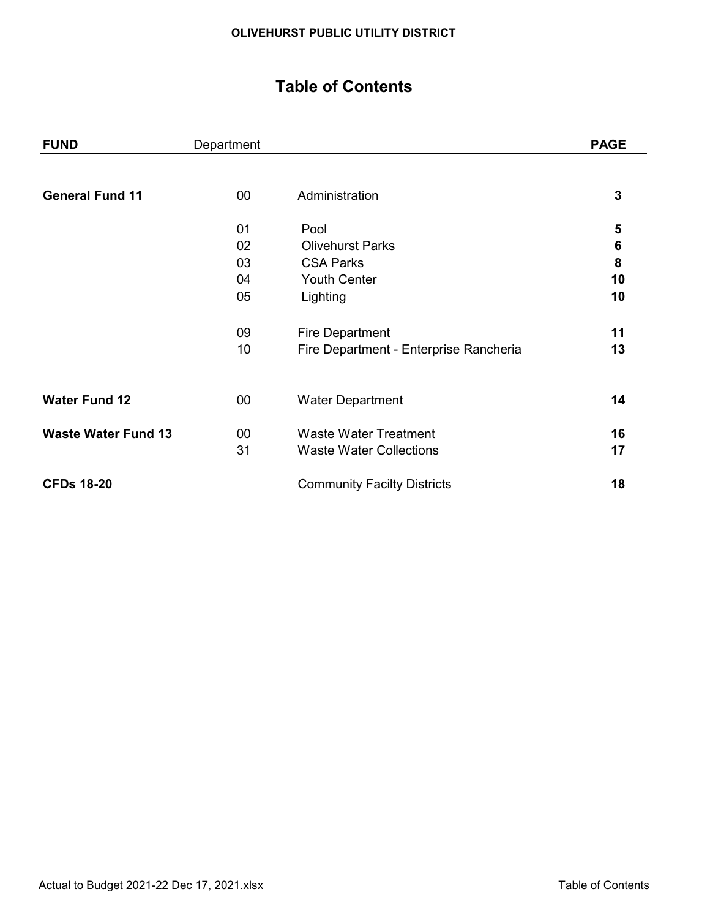**OLIVEHURST PUBLIC UTILITY DISTRICT**

# Table of Contents

| FUND | Department | | PAGE |
|---|---|---|---|
| **General Fund 11** | 00 | Administration | **3** |
| | 01 | Pool | **5** |
| | 02 | Olivehurst Parks | **6** |
| | 03 | CSA Parks | **8** |
| | 04 | Youth Center | **10** |
| | 05 | Lighting | **10** |
| | 09 | Fire Department | **11** |
| | 10 | Fire Department - Enterprise Rancheria | **13** |
| **Water Fund 12** | 00 | Water Department | **14** |
| **Waste Water Fund 13** | 00 | Waste Water Treatment | **16** |
| | 31 | Waste Water Collections | **17** |
| **CFDs 18-20** | | Community Facilty Districts | **18** |

Actual to Budget 2021-22 Dec 17, 2021.xlsx | Table of Contents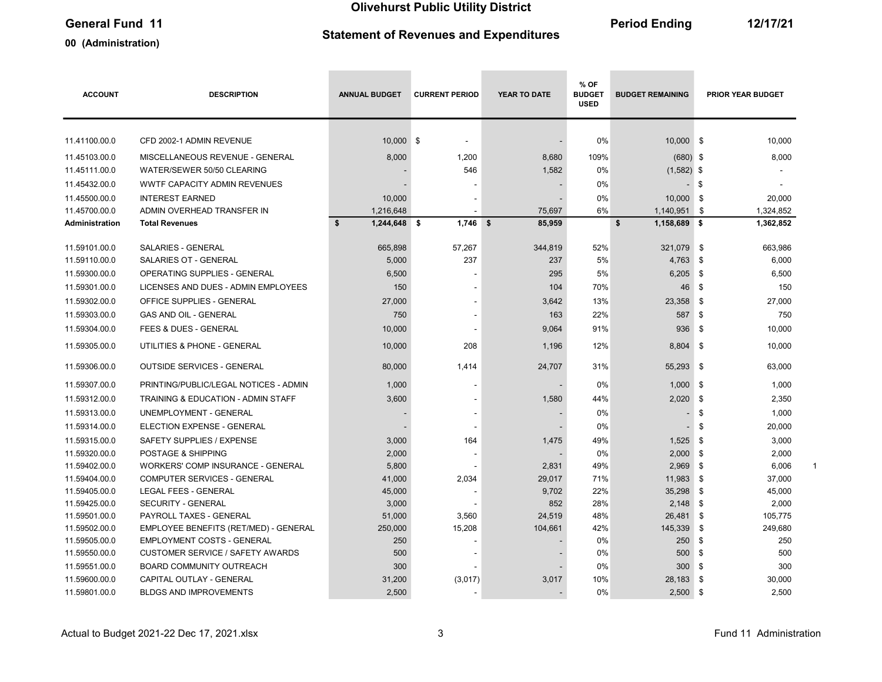# Olivehurst Public Utility District

**General Fund 11** — **Statement of Revenues and Expenditures** — **Period Ending 12/17/21**

**00 (Administration)**

| ACCOUNT | DESCRIPTION | ANNUAL BUDGET | CURRENT PERIOD | YEAR TO DATE | % OF BUDGET USED | BUDGET REMAINING | PRIOR YEAR BUDGET |
|---|---|---|---|---|---|---|---|
| 11.41100.00.0 | CFD 2002-1 ADMIN REVENUE | 10,000 | $ - | - | 0% | 10,000 | $ 10,000 |
| 11.45103.00.0 | MISCELLANEOUS REVENUE - GENERAL | 8,000 | 1,200 | 8,680 | 109% | (680) | $ 8,000 |
| 11.45111.00.0 | WATER/SEWER 50/50 CLEARING | - | 546 | 1,582 | 0% | (1,582) | $ - |
| 11.45432.00.0 | WWTF CAPACITY ADMIN REVENUES | - | - | - | 0% | - | $ - |
| 11.45500.00.0 | INTEREST EARNED | 10,000 | - | - | 0% | 10,000 | $ 20,000 |
| 11.45700.00.0 | ADMIN OVERHEAD TRANSFER IN | 1,216,648 | - | 75,697 | 6% | 1,140,951 | $ 1,324,852 |
| **Administration** | **Total Revenues** | **$ 1,244,648** | **$ 1,746** | **$ 85,959** | | **$ 1,158,689** | **$ 1,362,852** |
| 11.59101.00.0 | SALARIES - GENERAL | 665,898 | 57,267 | 344,819 | 52% | 321,079 | $ 663,986 |
| 11.59110.00.0 | SALARIES OT - GENERAL | 5,000 | 237 | 237 | 5% | 4,763 | $ 6,000 |
| 11.59300.00.0 | OPERATING SUPPLIES - GENERAL | 6,500 | - | 295 | 5% | 6,205 | $ 6,500 |
| 11.59301.00.0 | LICENSES AND DUES - ADMIN EMPLOYEES | 150 | - | 104 | 70% | 46 | $ 150 |
| 11.59302.00.0 | OFFICE SUPPLIES - GENERAL | 27,000 | - | 3,642 | 13% | 23,358 | $ 27,000 |
| 11.59303.00.0 | GAS AND OIL - GENERAL | 750 | - | 163 | 22% | 587 | $ 750 |
| 11.59304.00.0 | FEES & DUES - GENERAL | 10,000 | - | 9,064 | 91% | 936 | $ 10,000 |
| 11.59305.00.0 | UTILITIES & PHONE - GENERAL | 10,000 | 208 | 1,196 | 12% | 8,804 | $ 10,000 |
| 11.59306.00.0 | OUTSIDE SERVICES - GENERAL | 80,000 | 1,414 | 24,707 | 31% | 55,293 | $ 63,000 |
| 11.59307.00.0 | PRINTING/PUBLIC/LEGAL NOTICES - ADMIN | 1,000 | - | - | 0% | 1,000 | $ 1,000 |
| 11.59312.00.0 | TRAINING & EDUCATION - ADMIN STAFF | 3,600 | - | 1,580 | 44% | 2,020 | $ 2,350 |
| 11.59313.00.0 | UNEMPLOYMENT - GENERAL | - | - | - | 0% | - | $ 1,000 |
| 11.59314.00.0 | ELECTION EXPENSE - GENERAL | - | - | - | 0% | - | $ 20,000 |
| 11.59315.00.0 | SAFETY SUPPLIES / EXPENSE | 3,000 | 164 | 1,475 | 49% | 1,525 | $ 3,000 |
| 11.59320.00.0 | POSTAGE & SHIPPING | 2,000 | - | - | 0% | 2,000 | $ 2,000 |
| 11.59402.00.0 | WORKERS' COMP INSURANCE - GENERAL | 5,800 | - | 2,831 | 49% | 2,969 | $ 6,006 |
| 11.59404.00.0 | COMPUTER SERVICES - GENERAL | 41,000 | 2,034 | 29,017 | 71% | 11,983 | $ 37,000 |
| 11.59405.00.0 | LEGAL FEES - GENERAL | 45,000 | - | 9,702 | 22% | 35,298 | $ 45,000 |
| 11.59425.00.0 | SECURITY - GENERAL | 3,000 | - | 852 | 28% | 2,148 | $ 2,000 |
| 11.59501.00.0 | PAYROLL TAXES - GENERAL | 51,000 | 3,560 | 24,519 | 48% | 26,481 | $ 105,775 |
| 11.59502.00.0 | EMPLOYEE BENEFITS (RET/MED) - GENERAL | 250,000 | 15,208 | 104,661 | 42% | 145,339 | $ 249,680 |
| 11.59505.00.0 | EMPLOYMENT COSTS - GENERAL | 250 | - | - | 0% | 250 | $ 250 |
| 11.59550.00.0 | CUSTOMER SERVICE / SAFETY AWARDS | 500 | - | - | 0% | 500 | $ 500 |
| 11.59551.00.0 | BOARD COMMUNITY OUTREACH | 300 | - | - | 0% | 300 | $ 300 |
| 11.59600.00.0 | CAPITAL OUTLAY - GENERAL | 31,200 | (3,017) | 3,017 | 10% | 28,183 | $ 30,000 |
| 11.59801.00.0 | BLDGS AND IMPROVEMENTS | 2,500 | - | - | 0% | 2,500 | $ 2,500 |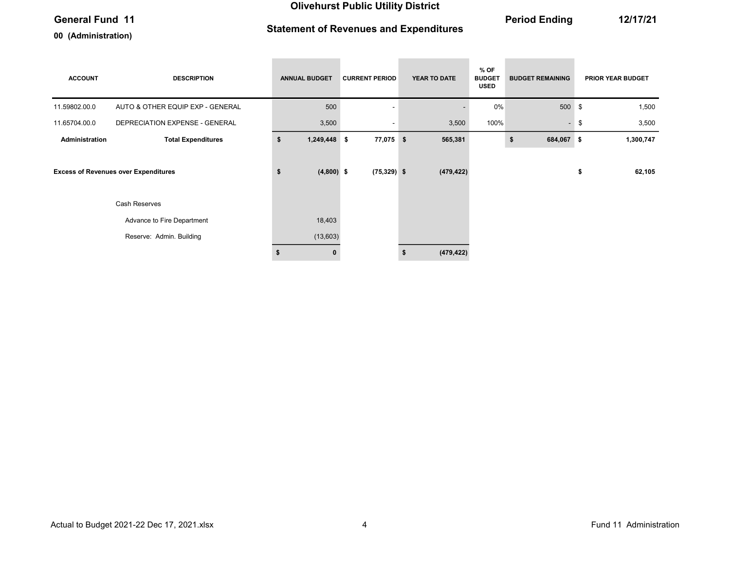**Olivehurst Public Utility District**

**General Fund 11**

**Statement of Revenues and Expenditures**

**Period Ending 12/17/21**

**00 (Administration)**

| ACCOUNT | DESCRIPTION | ANNUAL BUDGET | CURRENT PERIOD | YEAR TO DATE | % OF BUDGET USED | BUDGET REMAINING | PRIOR YEAR BUDGET |
|---|---|---|---|---|---|---|---|
| 11.59802.00.0 | AUTO & OTHER EQUIP EXP - GENERAL | 500 | - | - | 0% | 500 | $ 1,500 |
| 11.65704.00.0 | DEPRECIATION EXPENSE - GENERAL | 3,500 | - | 3,500 | 100% | - | $ 3,500 |
| **Administration** | **Total Expenditures** | **$ 1,249,448** | **$ 77,075** | **$ 565,381** | | **$ 684,067** | **$ 1,300,747** |
| | | | | | | | |
| **Excess of Revenues over Expenditures** | | **$ (4,800)** | **$ (75,329)** | **$ (479,422)** | | | **$ 62,105** |
| | | | | | | | |
| | Cash Reserves | | | | | | |
| | Advance to Fire Department | 18,403 | | | | | |
| | Reserve: Admin. Building | (13,603) | | | | | |
| | | **$ 0** | | **$ (479,422)** | | | |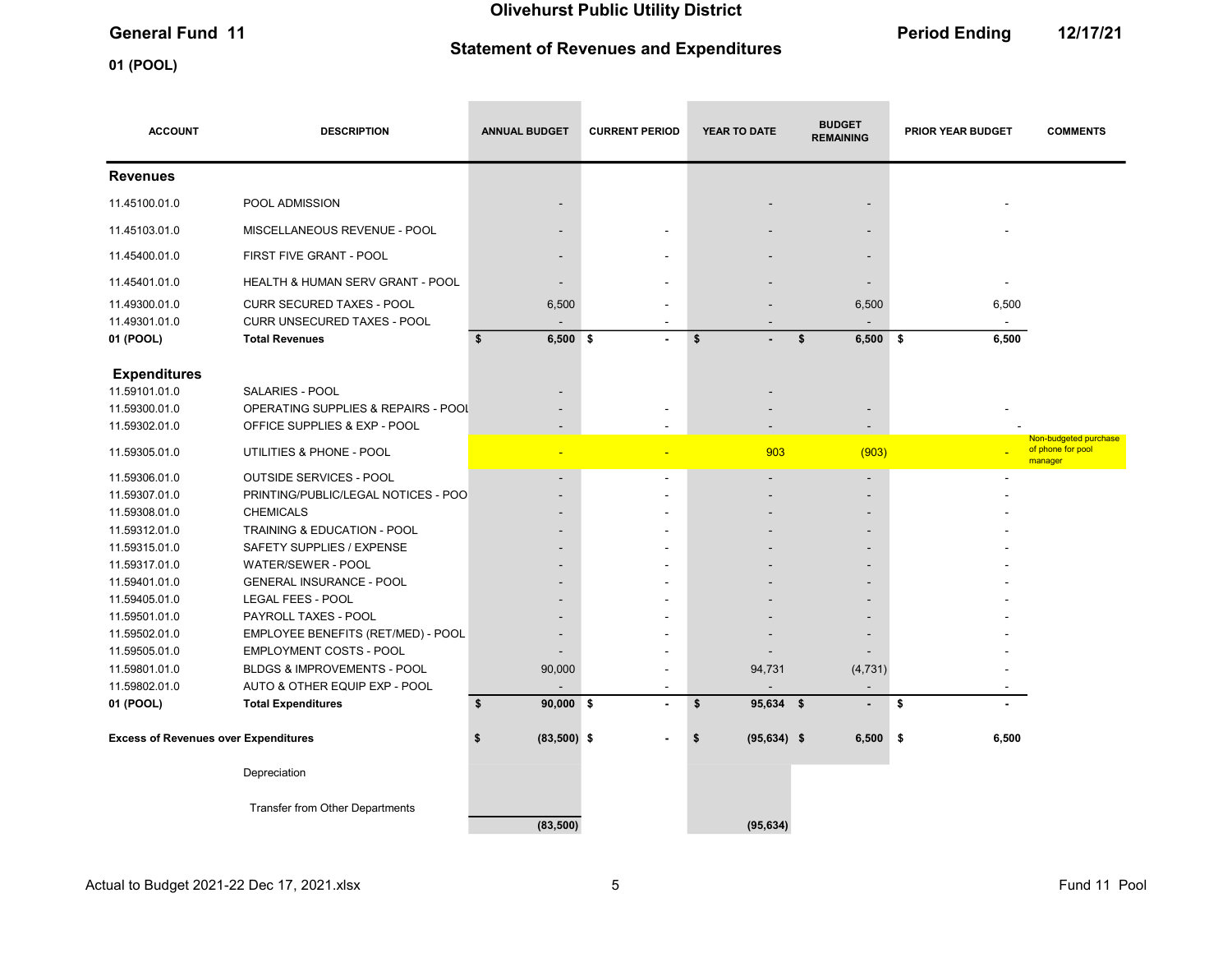# Olivehurst Public Utility District

**General Fund 11**

**01 (POOL)**

## Statement of Revenues and Expenditures

**Period Ending 12/17/21**

| ACCOUNT | DESCRIPTION | ANNUAL BUDGET | CURRENT PERIOD | YEAR TO DATE | BUDGET REMAINING | PRIOR YEAR BUDGET | COMMENTS |
|---|---|---|---|---|---|---|---|
| **Revenues** | | | | | | | |
| 11.45100.01.0 | POOL ADMISSION | - | | - | - | - | |
| 11.45103.01.0 | MISCELLANEOUS REVENUE - POOL | - | - | - | - | - | |
| 11.45400.01.0 | FIRST FIVE GRANT - POOL | - | - | - | - | | |
| 11.45401.01.0 | HEALTH & HUMAN SERV GRANT - POOL | - | - | - | - | - | |
| 11.49300.01.0 | CURR SECURED TAXES - POOL | 6,500 | - | - | 6,500 | 6,500 | |
| 11.49301.01.0 | CURR UNSECURED TAXES - POOL | - | - | - | - | - | |
| **01 (POOL)** | **Total Revenues** | **$ 6,500** | **$ -** | **$ -** | **$ 6,500** | **$ 6,500** | |
| **Expenditures** | | | | | | | |
| 11.59101.01.0 | SALARIES - POOL | - | | - | | | |
| 11.59300.01.0 | OPERATING SUPPLIES & REPAIRS - POOL | - | - | - | - | - | |
| 11.59302.01.0 | OFFICE SUPPLIES & EXP - POOL | - | - | - | - | - | |
| 11.59305.01.0 | UTILITIES & PHONE - POOL | - | - | 903 | (903) | - | Non-budgeted purchase of phone for pool manager |
| 11.59306.01.0 | OUTSIDE SERVICES - POOL | - | - | - | - | - | |
| 11.59307.01.0 | PRINTING/PUBLIC/LEGAL NOTICES - POO | - | - | - | - | - | |
| 11.59308.01.0 | CHEMICALS | - | - | - | - | - | |
| 11.59312.01.0 | TRAINING & EDUCATION - POOL | - | - | - | - | - | |
| 11.59315.01.0 | SAFETY SUPPLIES / EXPENSE | - | - | - | - | - | |
| 11.59317.01.0 | WATER/SEWER - POOL | - | - | - | - | - | |
| 11.59401.01.0 | GENERAL INSURANCE - POOL | - | - | - | - | - | |
| 11.59405.01.0 | LEGAL FEES - POOL | - | - | - | - | - | |
| 11.59501.01.0 | PAYROLL TAXES - POOL | - | - | - | - | - | |
| 11.59502.01.0 | EMPLOYEE BENEFITS (RET/MED) - POOL | - | - | - | - | - | |
| 11.59505.01.0 | EMPLOYMENT COSTS - POOL | - | - | - | - | - | |
| 11.59801.01.0 | BLDGS & IMPROVEMENTS - POOL | 90,000 | - | 94,731 | (4,731) | - | |
| 11.59802.01.0 | AUTO & OTHER EQUIP EXP - POOL | - | - | - | - | - | |
| **01 (POOL)** | **Total Expenditures** | **$ 90,000** | **$ -** | **$ 95,634** | **$ -** | **$ -** | |
| **Excess of Revenues over Expenditures** | | **$ (83,500)** | **$ -** | **$ (95,634)** | **$ 6,500** | **$ 6,500** | |
| | Depreciation | | | | | | |
| | Transfer from Other Departments | | | | | | |
| | | (83,500) | | (95,634) | | | |

Actual to Budget 2021-22 Dec 17, 2021.xlsx — Fund 11 Pool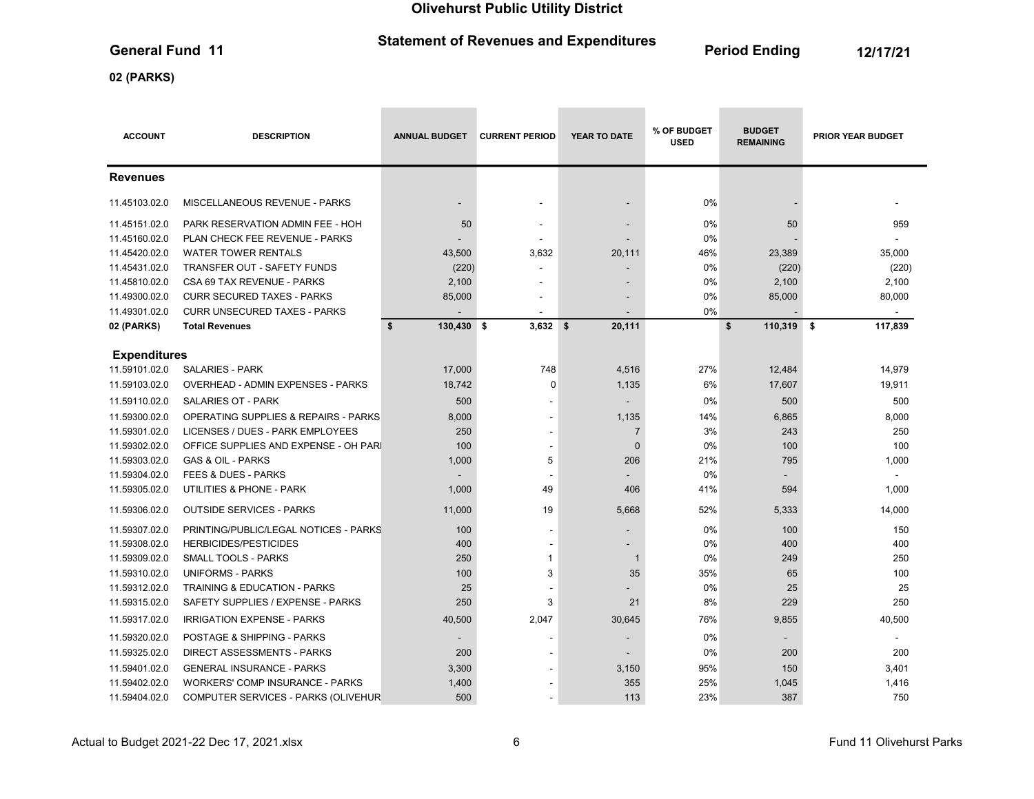# Olivehurst Public Utility District

**General Fund 11** — **Statement of Revenues and Expenditures** — **Period Ending 12/17/21**

**02 (PARKS)**

| ACCOUNT | DESCRIPTION | ANNUAL BUDGET | CURRENT PERIOD | YEAR TO DATE | % OF BUDGET USED | BUDGET REMAINING | PRIOR YEAR BUDGET |
|---|---|---|---|---|---|---|---|
| **Revenues** | | | | | | | |
| 11.45103.02.0 | MISCELLANEOUS REVENUE - PARKS | - | - | - | 0% | - | - |
| 11.45151.02.0 | PARK RESERVATION ADMIN FEE - HOH | 50 | - | - | 0% | 50 | 959 |
| 11.45160.02.0 | PLAN CHECK FEE REVENUE - PARKS | - | - | - | 0% | - | - |
| 11.45420.02.0 | WATER TOWER RENTALS | 43,500 | 3,632 | 20,111 | 46% | 23,389 | 35,000 |
| 11.45431.02.0 | TRANSFER OUT - SAFETY FUNDS | (220) | - | - | 0% | (220) | (220) |
| 11.45810.02.0 | CSA 69 TAX REVENUE - PARKS | 2,100 | - | - | 0% | 2,100 | 2,100 |
| 11.49300.02.0 | CURR SECURED TAXES - PARKS | 85,000 | - | - | 0% | 85,000 | 80,000 |
| 11.49301.02.0 | CURR UNSECURED TAXES - PARKS | - | - | - | 0% | - | - |
| **02 (PARKS)** | **Total Revenues** | **$ 130,430** | **$ 3,632** | **$ 20,111** | | **$ 110,319** | **$ 117,839** |
| **Expenditures** | | | | | | | |
| 11.59101.02.0 | SALARIES - PARK | 17,000 | 748 | 4,516 | 27% | 12,484 | 14,979 |
| 11.59103.02.0 | OVERHEAD - ADMIN EXPENSES - PARKS | 18,742 | 0 | 1,135 | 6% | 17,607 | 19,911 |
| 11.59110.02.0 | SALARIES OT - PARK | 500 | - | - | 0% | 500 | 500 |
| 11.59300.02.0 | OPERATING SUPPLIES & REPAIRS - PARKS | 8,000 | - | 1,135 | 14% | 6,865 | 8,000 |
| 11.59301.02.0 | LICENSES / DUES - PARK EMPLOYEES | 250 | - | 7 | 3% | 243 | 250 |
| 11.59302.02.0 | OFFICE SUPPLIES AND EXPENSE - OH PARI | 100 | - | 0 | 0% | 100 | 100 |
| 11.59303.02.0 | GAS & OIL - PARKS | 1,000 | 5 | 206 | 21% | 795 | 1,000 |
| 11.59304.02.0 | FEES & DUES - PARKS | - | - | - | 0% | - | - |
| 11.59305.02.0 | UTILITIES & PHONE - PARK | 1,000 | 49 | 406 | 41% | 594 | 1,000 |
| 11.59306.02.0 | OUTSIDE SERVICES - PARKS | 11,000 | 19 | 5,668 | 52% | 5,333 | 14,000 |
| 11.59307.02.0 | PRINTING/PUBLIC/LEGAL NOTICES - PARKS | 100 | - | - | 0% | 100 | 150 |
| 11.59308.02.0 | HERBICIDES/PESTICIDES | 400 | - | - | 0% | 400 | 400 |
| 11.59309.02.0 | SMALL TOOLS - PARKS | 250 | 1 | 1 | 0% | 249 | 250 |
| 11.59310.02.0 | UNIFORMS - PARKS | 100 | 3 | 35 | 35% | 65 | 100 |
| 11.59312.02.0 | TRAINING & EDUCATION - PARKS | 25 | - | - | 0% | 25 | 25 |
| 11.59315.02.0 | SAFETY SUPPLIES / EXPENSE - PARKS | 250 | 3 | 21 | 8% | 229 | 250 |
| 11.59317.02.0 | IRRIGATION EXPENSE - PARKS | 40,500 | 2,047 | 30,645 | 76% | 9,855 | 40,500 |
| 11.59320.02.0 | POSTAGE & SHIPPING - PARKS | - | - | - | 0% | - | - |
| 11.59325.02.0 | DIRECT ASSESSMENTS - PARKS | 200 | - | - | 0% | 200 | 200 |
| 11.59401.02.0 | GENERAL INSURANCE - PARKS | 3,300 | - | 3,150 | 95% | 150 | 3,401 |
| 11.59402.02.0 | WORKERS' COMP INSURANCE - PARKS | 1,400 | - | 355 | 25% | 1,045 | 1,416 |
| 11.59404.02.0 | COMPUTER SERVICES - PARKS (OLIVEHUR | 500 | - | 113 | 23% | 387 | 750 |

Actual to Budget 2021-22 Dec 17, 2021.xlsx — Fund 11 Olivehurst Parks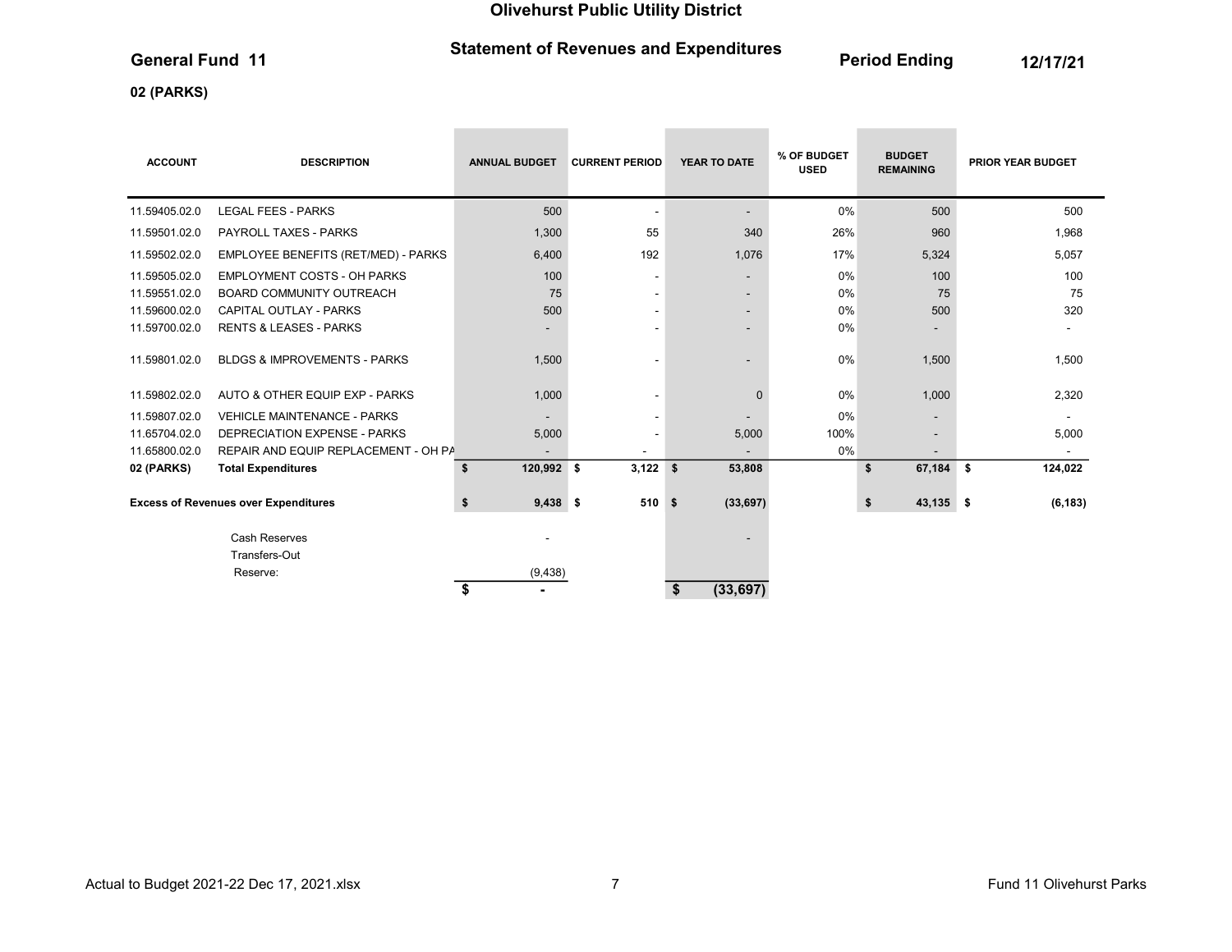# Olivehurst Public Utility District

## General Fund 11

## Statement of Revenues and Expenditures

**Period Ending 12/17/21**

### 02 (PARKS)

| ACCOUNT | DESCRIPTION | ANNUAL BUDGET | CURRENT PERIOD | YEAR TO DATE | % OF BUDGET USED | BUDGET REMAINING | PRIOR YEAR BUDGET |
|---|---|---|---|---|---|---|---|
| 11.59405.02.0 | LEGAL FEES - PARKS | 500 | - | - | 0% | 500 | 500 |
| 11.59501.02.0 | PAYROLL TAXES - PARKS | 1,300 | 55 | 340 | 26% | 960 | 1,968 |
| 11.59502.02.0 | EMPLOYEE BENEFITS (RET/MED) - PARKS | 6,400 | 192 | 1,076 | 17% | 5,324 | 5,057 |
| 11.59505.02.0 | EMPLOYMENT COSTS - OH PARKS | 100 | - | - | 0% | 100 | 100 |
| 11.59551.02.0 | BOARD COMMUNITY OUTREACH | 75 | - | - | 0% | 75 | 75 |
| 11.59600.02.0 | CAPITAL OUTLAY - PARKS | 500 | - | - | 0% | 500 | 320 |
| 11.59700.02.0 | RENTS & LEASES - PARKS | - | - | - | 0% | - | - |
| 11.59801.02.0 | BLDGS & IMPROVEMENTS - PARKS | 1,500 | - | - | 0% | 1,500 | 1,500 |
| 11.59802.02.0 | AUTO & OTHER EQUIP EXP - PARKS | 1,000 | - | 0 | 0% | 1,000 | 2,320 |
| 11.59807.02.0 | VEHICLE MAINTENANCE - PARKS | - | - | - | 0% | - | - |
| 11.65704.02.0 | DEPRECIATION EXPENSE - PARKS | 5,000 | - | 5,000 | 100% | - | 5,000 |
| 11.65800.02.0 | REPAIR AND EQUIP REPLACEMENT - OH PA | - | - | - | 0% | - | - |
| **02 (PARKS)** | **Total Expenditures** | **$ 120,992** | **$ 3,122** | **$ 53,808** | | **$ 67,184** | **$ 124,022** |
| **Excess of Revenues over Expenditures** | | **$ 9,438** | **$ 510** | **$ (33,697)** | | **$ 43,135** | **$ (6,183)** |
| | Cash Reserves | - | | - | | | |
| | Transfers-Out | | | | | | |
| | Reserve: | (9,438) | | | | | |
| | | **$ -** | | **$ (33,697)** | | | |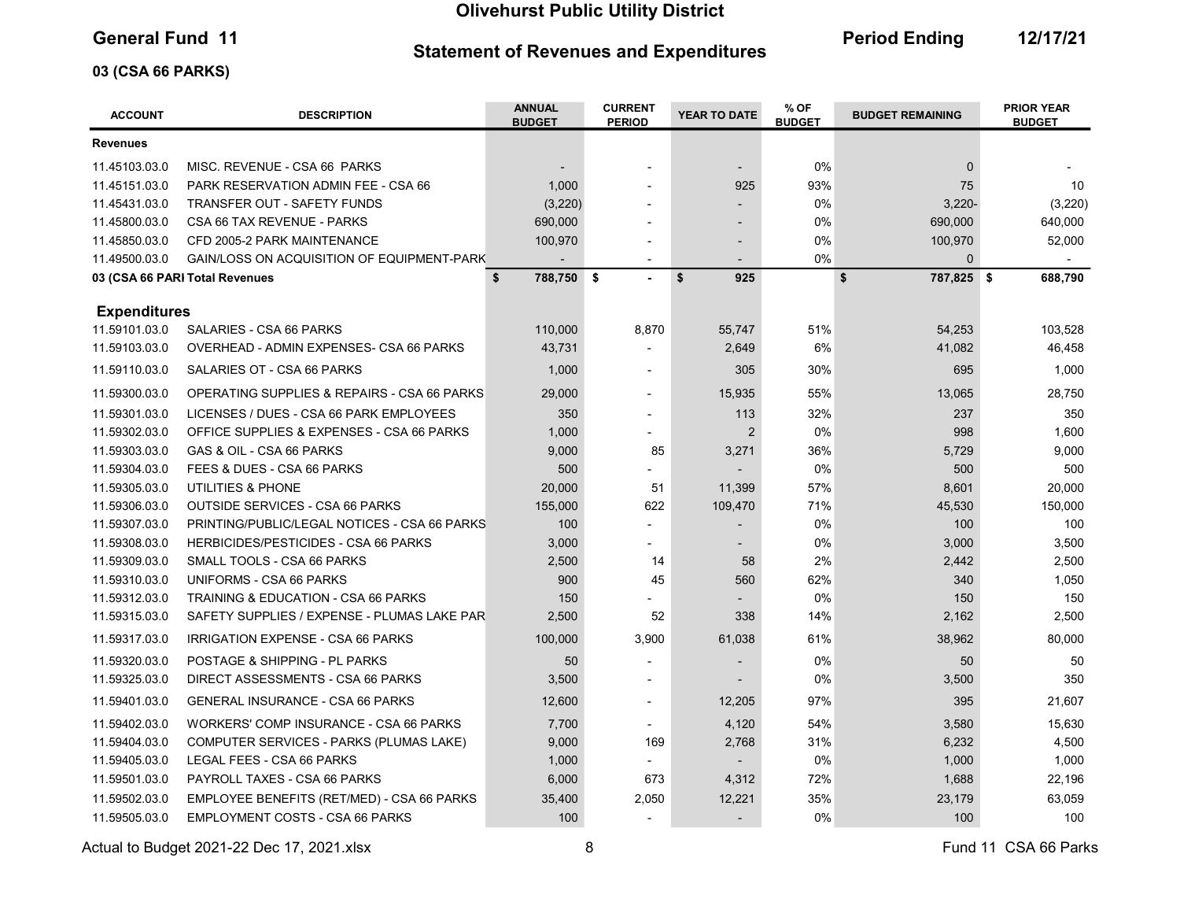# Olivehurst Public Utility District

**General Fund 11** — **Statement of Revenues and Expenditures** — **Period Ending 12/17/21**

**03 (CSA 66 PARKS)**

| ACCOUNT | DESCRIPTION | ANNUAL BUDGET | CURRENT PERIOD | YEAR TO DATE | % OF BUDGET | BUDGET REMAINING | PRIOR YEAR BUDGET |
|---|---|---|---|---|---|---|---|
| **Revenues** | | | | | | | |
| 11.45103.03.0 | MISC. REVENUE - CSA 66 PARKS | - | - | - | 0% | 0 | - |
| 11.45151.03.0 | PARK RESERVATION ADMIN FEE - CSA 66 | 1,000 | - | 925 | 93% | 75 | 10 |
| 11.45431.03.0 | TRANSFER OUT - SAFETY FUNDS | (3,220) | - | - | 0% | 3,220- | (3,220) |
| 11.45800.03.0 | CSA 66 TAX REVENUE - PARKS | 690,000 | - | - | 0% | 690,000 | 640,000 |
| 11.45850.03.0 | CFD 2005-2 PARK MAINTENANCE | 100,970 | - | - | 0% | 100,970 | 52,000 |
| 11.49500.03.0 | GAIN/LOSS ON ACQUISITION OF EQUIPMENT-PARK | - | - | - | 0% | 0 | - |
| **03 (CSA 66 PARI Total Revenues** | | **$ 788,750** | **$ -** | **$ 925** | | **$ 787,825** | **$ 688,790** |
| **Expenditures** | | | | | | | |
| 11.59101.03.0 | SALARIES - CSA 66 PARKS | 110,000 | 8,870 | 55,747 | 51% | 54,253 | 103,528 |
| 11.59103.03.0 | OVERHEAD - ADMIN EXPENSES- CSA 66 PARKS | 43,731 | - | 2,649 | 6% | 41,082 | 46,458 |
| 11.59110.03.0 | SALARIES OT - CSA 66 PARKS | 1,000 | - | 305 | 30% | 695 | 1,000 |
| 11.59300.03.0 | OPERATING SUPPLIES & REPAIRS - CSA 66 PARKS | 29,000 | - | 15,935 | 55% | 13,065 | 28,750 |
| 11.59301.03.0 | LICENSES / DUES - CSA 66 PARK EMPLOYEES | 350 | - | 113 | 32% | 237 | 350 |
| 11.59302.03.0 | OFFICE SUPPLIES & EXPENSES - CSA 66 PARKS | 1,000 | - | 2 | 0% | 998 | 1,600 |
| 11.59303.03.0 | GAS & OIL - CSA 66 PARKS | 9,000 | 85 | 3,271 | 36% | 5,729 | 9,000 |
| 11.59304.03.0 | FEES & DUES - CSA 66 PARKS | 500 | - | - | 0% | 500 | 500 |
| 11.59305.03.0 | UTILITIES & PHONE | 20,000 | 51 | 11,399 | 57% | 8,601 | 20,000 |
| 11.59306.03.0 | OUTSIDE SERVICES - CSA 66 PARKS | 155,000 | 622 | 109,470 | 71% | 45,530 | 150,000 |
| 11.59307.03.0 | PRINTING/PUBLIC/LEGAL NOTICES - CSA 66 PARKS | 100 | - | - | 0% | 100 | 100 |
| 11.59308.03.0 | HERBICIDES/PESTICIDES - CSA 66 PARKS | 3,000 | - | - | 0% | 3,000 | 3,500 |
| 11.59309.03.0 | SMALL TOOLS - CSA 66 PARKS | 2,500 | 14 | 58 | 2% | 2,442 | 2,500 |
| 11.59310.03.0 | UNIFORMS - CSA 66 PARKS | 900 | 45 | 560 | 62% | 340 | 1,050 |
| 11.59312.03.0 | TRAINING & EDUCATION - CSA 66 PARKS | 150 | - | - | 0% | 150 | 150 |
| 11.59315.03.0 | SAFETY SUPPLIES / EXPENSE - PLUMAS LAKE PAR | 2,500 | 52 | 338 | 14% | 2,162 | 2,500 |
| 11.59317.03.0 | IRRIGATION EXPENSE - CSA 66 PARKS | 100,000 | 3,900 | 61,038 | 61% | 38,962 | 80,000 |
| 11.59320.03.0 | POSTAGE & SHIPPING - PL PARKS | 50 | - | - | 0% | 50 | 50 |
| 11.59325.03.0 | DIRECT ASSESSMENTS - CSA 66 PARKS | 3,500 | - | - | 0% | 3,500 | 350 |
| 11.59401.03.0 | GENERAL INSURANCE - CSA 66 PARKS | 12,600 | - | 12,205 | 97% | 395 | 21,607 |
| 11.59402.03.0 | WORKERS' COMP INSURANCE - CSA 66 PARKS | 7,700 | - | 4,120 | 54% | 3,580 | 15,630 |
| 11.59404.03.0 | COMPUTER SERVICES - PARKS (PLUMAS LAKE) | 9,000 | 169 | 2,768 | 31% | 6,232 | 4,500 |
| 11.59405.03.0 | LEGAL FEES - CSA 66 PARKS | 1,000 | - | - | 0% | 1,000 | 1,000 |
| 11.59501.03.0 | PAYROLL TAXES - CSA 66 PARKS | 6,000 | 673 | 4,312 | 72% | 1,688 | 22,196 |
| 11.59502.03.0 | EMPLOYEE BENEFITS (RET/MED) - CSA 66 PARKS | 35,400 | 2,050 | 12,221 | 35% | 23,179 | 63,059 |
| 11.59505.03.0 | EMPLOYMENT COSTS - CSA 66 PARKS | 100 | - | - | 0% | 100 | 100 |

Actual to Budget 2021-22 Dec 17, 2021.xlsx — Fund 11 CSA 66 Parks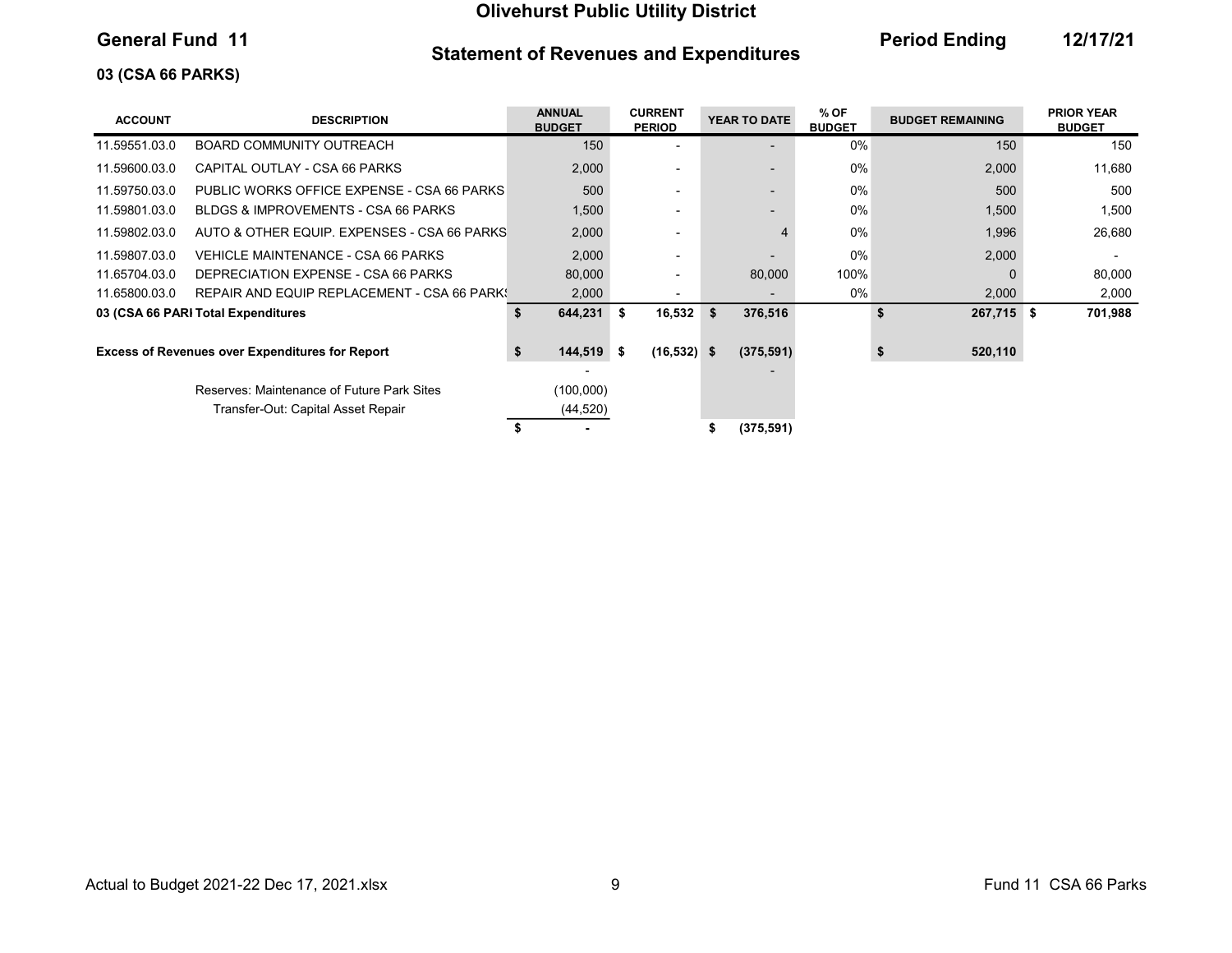# Olivehurst Public Utility District

## General Fund 11

## Statement of Revenues and Expenditures

**Period Ending 12/17/21**

### 03 (CSA 66 PARKS)

| ACCOUNT | DESCRIPTION | ANNUAL BUDGET | CURRENT PERIOD | YEAR TO DATE | % OF BUDGET | BUDGET REMAINING | PRIOR YEAR BUDGET |
|---|---|---|---|---|---|---|---|
| 11.59551.03.0 | BOARD COMMUNITY OUTREACH | 150 | - | - | 0% | 150 | 150 |
| 11.59600.03.0 | CAPITAL OUTLAY - CSA 66 PARKS | 2,000 | - | - | 0% | 2,000 | 11,680 |
| 11.59750.03.0 | PUBLIC WORKS OFFICE EXPENSE - CSA 66 PARKS | 500 | - | - | 0% | 500 | 500 |
| 11.59801.03.0 | BLDGS & IMPROVEMENTS - CSA 66 PARKS | 1,500 | - | - | 0% | 1,500 | 1,500 |
| 11.59802.03.0 | AUTO & OTHER EQUIP. EXPENSES - CSA 66 PARKS | 2,000 | - | 4 | 0% | 1,996 | 26,680 |
| 11.59807.03.0 | VEHICLE MAINTENANCE - CSA 66 PARKS | 2,000 | - | - | 0% | 2,000 | - |
| 11.65704.03.0 | DEPRECIATION EXPENSE - CSA 66 PARKS | 80,000 | - | 80,000 | 100% | 0 | 80,000 |
| 11.65800.03.0 | REPAIR AND EQUIP REPLACEMENT - CSA 66 PARKS | 2,000 | - | - | 0% | 2,000 | 2,000 |
| **03 (CSA 66 PARI** | **Total Expenditures** | **$ 644,231** | **$ 16,532** | **$ 376,516** | | **$ 267,715** | **$ 701,988** |
| | | | | | | | |
| **Excess of Revenues over Expenditures for Report** | | **$ 144,519** | **$ (16,532)** | **$ (375,591)** | | **$ 520,110** | |
| | | - | | - | | | |
| | Reserves: Maintenance of Future Park Sites | (100,000) | | | | | |
| | Transfer-Out: Capital Asset Repair | (44,520) | | | | | |
| | | **$ -** | | **$ (375,591)** | | | |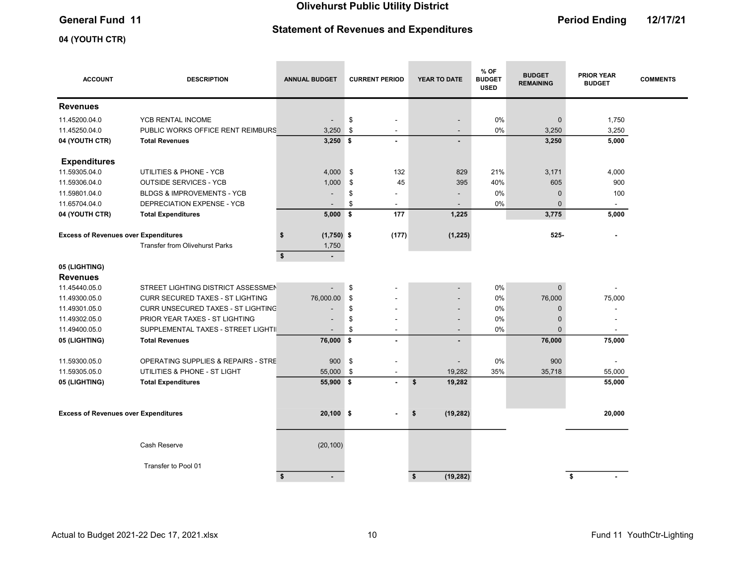# Olivehurst Public Utility District

**General Fund 11**

## Statement of Revenues and Expenditures

**Period Ending 12/17/21**

**04 (YOUTH CTR)**

| ACCOUNT | DESCRIPTION | ANNUAL BUDGET | CURRENT PERIOD | YEAR TO DATE | % OF BUDGET USED | BUDGET REMAINING | PRIOR YEAR BUDGET | COMMENTS |
|---|---|---|---|---|---|---|---|---|
| **Revenues** | | | | | | | | |
| 11.45200.04.0 | YCB RENTAL INCOME | - | $ - | - | 0% | 0 | 1,750 | |
| 11.45250.04.0 | PUBLIC WORKS OFFICE RENT REIMBURS | 3,250 | $ - | - | 0% | 3,250 | 3,250 | |
| **04 (YOUTH CTR)** | **Total Revenues** | **3,250** | **$ -** | **-** | | **3,250** | **5,000** | |
| **Expenditures** | | | | | | | | |
| 11.59305.04.0 | UTILITIES & PHONE - YCB | 4,000 | $ 132 | 829 | 21% | 3,171 | 4,000 | |
| 11.59306.04.0 | OUTSIDE SERVICES - YCB | 1,000 | $ 45 | 395 | 40% | 605 | 900 | |
| 11.59801.04.0 | BLDGS & IMPROVEMENTS - YCB | - | $ - | - | 0% | 0 | 100 | |
| 11.65704.04.0 | DEPRECIATION EXPENSE - YCB | - | $ - | - | 0% | 0 | - | |
| **04 (YOUTH CTR)** | **Total Expenditures** | **5,000** | **$ 177** | **1,225** | | **3,775** | **5,000** | |
| **Excess of Revenues over Expenditures** | | **$ (1,750)** | **$ (177)** | **(1,225)** | | **525-** | **-** | |
| | Transfer from Olivehurst Parks | 1,750 | | | | | | |
| | | **$ -** | | | | | | |

**05 (LIGHTING)**

| ACCOUNT | DESCRIPTION | ANNUAL BUDGET | CURRENT PERIOD | YEAR TO DATE | % OF BUDGET USED | BUDGET REMAINING | PRIOR YEAR BUDGET | COMMENTS |
|---|---|---|---|---|---|---|---|---|
| **Revenues** | | | | | | | | |
| 11.45440.05.0 | STREET LIGHTING DISTRICT ASSESSMEN | - | $ - | - | 0% | 0 | - | |
| 11.49300.05.0 | CURR SECURED TAXES - ST LIGHTING | 76,000.00 | $ - | - | 0% | 76,000 | 75,000 | |
| 11.49301.05.0 | CURR UNSECURED TAXES - ST LIGHTING | - | $ - | - | 0% | 0 | - | |
| 11.49302.05.0 | PRIOR YEAR TAXES - ST LIGHTING | - | $ - | - | 0% | 0 | - | |
| 11.49400.05.0 | SUPPLEMENTAL TAXES - STREET LIGHTI | - | $ - | - | 0% | 0 | - | |
| **05 (LIGHTING)** | **Total Revenues** | **76,000** | **$ -** | **-** | | **76,000** | **75,000** | |
| 11.59300.05.0 | OPERATING SUPPLIES & REPAIRS - STRE | 900 | $ - | - | 0% | 900 | - | |
| 11.59305.05.0 | UTILITIES & PHONE - ST LIGHT | 55,000 | $ - | 19,282 | 35% | 35,718 | 55,000 | |
| **05 (LIGHTING)** | **Total Expenditures** | **55,900** | **$ -** | **$ 19,282** | | | **55,000** | |
| **Excess of Revenues over Expenditures** | | **20,100** | **$ -** | **$ (19,282)** | | | **20,000** | |
| | Cash Reserve | (20,100) | | | | | | |
| | Transfer to Pool 01 | | | | | | | |
| | | **$ -** | | **$ (19,282)** | | | **$ -** | |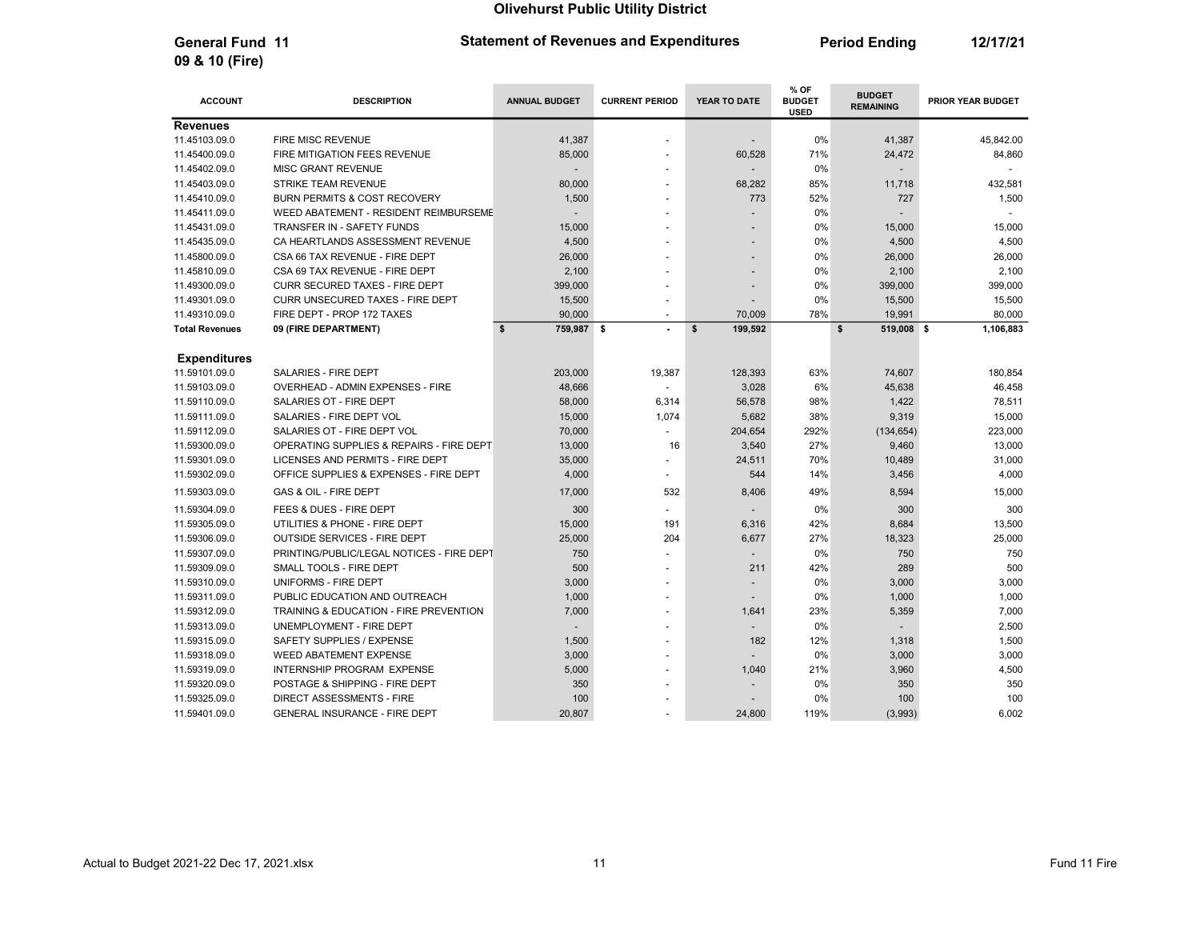# Olivehurst Public Utility District

**General Fund 11**
**09 & 10 (Fire)**

**Statement of Revenues and Expenditures**

**Period Ending 12/17/21**

| ACCOUNT | DESCRIPTION | ANNUAL BUDGET | CURRENT PERIOD | YEAR TO DATE | % OF BUDGET USED | BUDGET REMAINING | PRIOR YEAR BUDGET |
|---|---|---|---|---|---|---|---|
| **Revenues** | | | | | | | |
| 11.45103.09.0 | FIRE MISC REVENUE | 41,387 | - | - | 0% | 41,387 | 45,842.00 |
| 11.45400.09.0 | FIRE MITIGATION FEES REVENUE | 85,000 | - | 60,528 | 71% | 24,472 | 84,860 |
| 11.45402.09.0 | MISC GRANT REVENUE | - | - | - | 0% | - | - |
| 11.45403.09.0 | STRIKE TEAM REVENUE | 80,000 | - | 68,282 | 85% | 11,718 | 432,581 |
| 11.45410.09.0 | BURN PERMITS & COST RECOVERY | 1,500 | - | 773 | 52% | 727 | 1,500 |
| 11.45411.09.0 | WEED ABATEMENT - RESIDENT REIMBURSEME | - | - | - | 0% | - | - |
| 11.45431.09.0 | TRANSFER IN - SAFETY FUNDS | 15,000 | - | - | 0% | 15,000 | 15,000 |
| 11.45435.09.0 | CA HEARTLANDS ASSESSMENT REVENUE | 4,500 | - | - | 0% | 4,500 | 4,500 |
| 11.45800.09.0 | CSA 66 TAX REVENUE - FIRE DEPT | 26,000 | - | - | 0% | 26,000 | 26,000 |
| 11.45810.09.0 | CSA 69 TAX REVENUE - FIRE DEPT | 2,100 | - | - | 0% | 2,100 | 2,100 |
| 11.49300.09.0 | CURR SECURED TAXES - FIRE DEPT | 399,000 | - | - | 0% | 399,000 | 399,000 |
| 11.49301.09.0 | CURR UNSECURED TAXES - FIRE DEPT | 15,500 | - | - | 0% | 15,500 | 15,500 |
| 11.49310.09.0 | FIRE DEPT - PROP 172 TAXES | 90,000 | - | 70,009 | 78% | 19,991 | 80,000 |
| **Total Revenues** | **09 (FIRE DEPARTMENT)** | **$ 759,987** | **$ -** | **$ 199,592** | | **$ 519,008** | **$ 1,106,883** |
| **Expenditures** | | | | | | | |
| 11.59101.09.0 | SALARIES - FIRE DEPT | 203,000 | 19,387 | 128,393 | 63% | 74,607 | 180,854 |
| 11.59103.09.0 | OVERHEAD - ADMIN EXPENSES - FIRE | 48,666 | - | 3,028 | 6% | 45,638 | 46,458 |
| 11.59110.09.0 | SALARIES OT - FIRE DEPT | 58,000 | 6,314 | 56,578 | 98% | 1,422 | 78,511 |
| 11.59111.09.0 | SALARIES - FIRE DEPT VOL | 15,000 | 1,074 | 5,682 | 38% | 9,319 | 15,000 |
| 11.59112.09.0 | SALARIES OT - FIRE DEPT VOL | 70,000 | - | 204,654 | 292% | (134,654) | 223,000 |
| 11.59300.09.0 | OPERATING SUPPLIES & REPAIRS - FIRE DEPT | 13,000 | 16 | 3,540 | 27% | 9,460 | 13,000 |
| 11.59301.09.0 | LICENSES AND PERMITS - FIRE DEPT | 35,000 | - | 24,511 | 70% | 10,489 | 31,000 |
| 11.59302.09.0 | OFFICE SUPPLIES & EXPENSES - FIRE DEPT | 4,000 | - | 544 | 14% | 3,456 | 4,000 |
| 11.59303.09.0 | GAS & OIL - FIRE DEPT | 17,000 | 532 | 8,406 | 49% | 8,594 | 15,000 |
| 11.59304.09.0 | FEES & DUES - FIRE DEPT | 300 | - | - | 0% | 300 | 300 |
| 11.59305.09.0 | UTILITIES & PHONE - FIRE DEPT | 15,000 | 191 | 6,316 | 42% | 8,684 | 13,500 |
| 11.59306.09.0 | OUTSIDE SERVICES - FIRE DEPT | 25,000 | 204 | 6,677 | 27% | 18,323 | 25,000 |
| 11.59307.09.0 | PRINTING/PUBLIC/LEGAL NOTICES - FIRE DEPT | 750 | - | - | 0% | 750 | 750 |
| 11.59309.09.0 | SMALL TOOLS - FIRE DEPT | 500 | - | 211 | 42% | 289 | 500 |
| 11.59310.09.0 | UNIFORMS - FIRE DEPT | 3,000 | - | - | 0% | 3,000 | 3,000 |
| 11.59311.09.0 | PUBLIC EDUCATION AND OUTREACH | 1,000 | - | - | 0% | 1,000 | 1,000 |
| 11.59312.09.0 | TRAINING & EDUCATION - FIRE PREVENTION | 7,000 | - | 1,641 | 23% | 5,359 | 7,000 |
| 11.59313.09.0 | UNEMPLOYMENT - FIRE DEPT | - | - | - | 0% | - | 2,500 |
| 11.59315.09.0 | SAFETY SUPPLIES / EXPENSE | 1,500 | - | 182 | 12% | 1,318 | 1,500 |
| 11.59318.09.0 | WEED ABATEMENT EXPENSE | 3,000 | - | - | 0% | 3,000 | 3,000 |
| 11.59319.09.0 | INTERNSHIP PROGRAM EXPENSE | 5,000 | - | 1,040 | 21% | 3,960 | 4,500 |
| 11.59320.09.0 | POSTAGE & SHIPPING - FIRE DEPT | 350 | - | - | 0% | 350 | 350 |
| 11.59325.09.0 | DIRECT ASSESSMENTS - FIRE | 100 | - | - | 0% | 100 | 100 |
| 11.59401.09.0 | GENERAL INSURANCE - FIRE DEPT | 20,807 | - | 24,800 | 119% | (3,993) | 6,002 |

Actual to Budget 2021-22 Dec 17, 2021.xlsx — Fund 11 Fire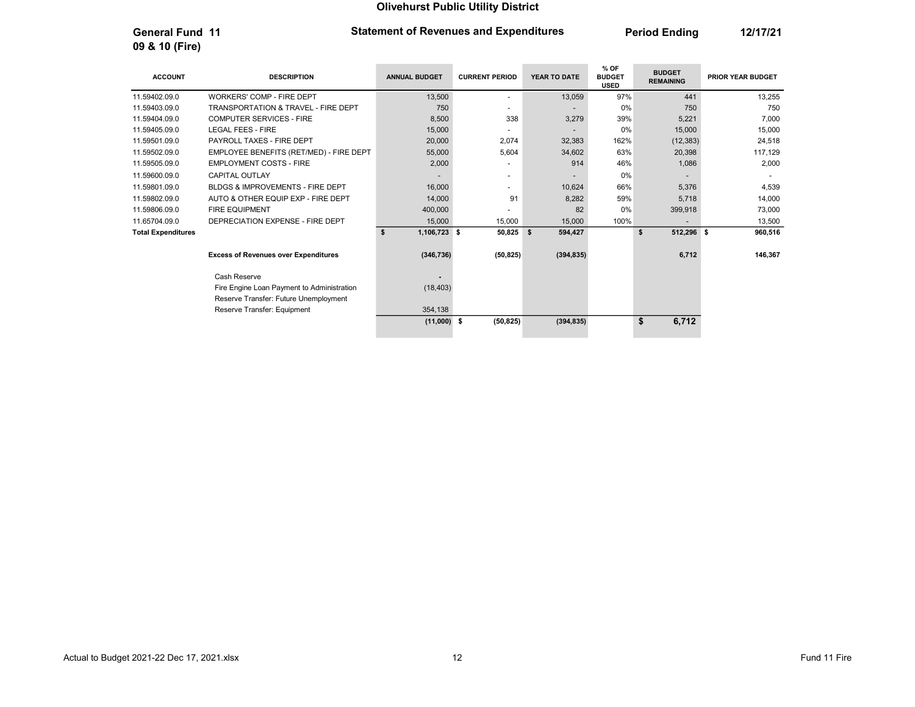**Olivehurst Public Utility District**

**General Fund 11**
**09 & 10 (Fire)**

**Statement of Revenues and Expenditures** | **Period Ending** **12/17/21**

| ACCOUNT | DESCRIPTION | ANNUAL BUDGET | CURRENT PERIOD | YEAR TO DATE | % OF BUDGET USED | BUDGET REMAINING | PRIOR YEAR BUDGET |
|---|---|---|---|---|---|---|---|
| 11.59402.09.0 | WORKERS' COMP - FIRE DEPT | 13,500 | - | 13,059 | 97% | 441 | 13,255 |
| 11.59403.09.0 | TRANSPORTATION & TRAVEL - FIRE DEPT | 750 | - | - | 0% | 750 | 750 |
| 11.59404.09.0 | COMPUTER SERVICES - FIRE | 8,500 | 338 | 3,279 | 39% | 5,221 | 7,000 |
| 11.59405.09.0 | LEGAL FEES - FIRE | 15,000 | - | - | 0% | 15,000 | 15,000 |
| 11.59501.09.0 | PAYROLL TAXES - FIRE DEPT | 20,000 | 2,074 | 32,383 | 162% | (12,383) | 24,518 |
| 11.59502.09.0 | EMPLOYEE BENEFITS (RET/MED) - FIRE DEPT | 55,000 | 5,604 | 34,602 | 63% | 20,398 | 117,129 |
| 11.59505.09.0 | EMPLOYMENT COSTS - FIRE | 2,000 | - | 914 | 46% | 1,086 | 2,000 |
| 11.59600.09.0 | CAPITAL OUTLAY | - | - | - | 0% | - | - |
| 11.59801.09.0 | BLDGS & IMPROVEMENTS - FIRE DEPT | 16,000 | - | 10,624 | 66% | 5,376 | 4,539 |
| 11.59802.09.0 | AUTO & OTHER EQUIP EXP - FIRE DEPT | 14,000 | 91 | 8,282 | 59% | 5,718 | 14,000 |
| 11.59806.09.0 | FIRE EQUIPMENT | 400,000 | - | 82 | 0% | 399,918 | 73,000 |
| 11.65704.09.0 | DEPRECIATION EXPENSE - FIRE DEPT | 15,000 | 15,000 | 15,000 | 100% | - | 13,500 |
| **Total Expenditures** | | **$ 1,106,723** | **$ 50,825** | **$ 594,427** | | **$ 512,296** | **$ 960,516** |
| | **Excess of Revenues over Expenditures** | **(346,736)** | **(50,825)** | **(394,835)** | | **6,712** | **146,367** |
| | Cash Reserve | - | | | | | |
| | Fire Engine Loan Payment to Administration | (18,403) | | | | | |
| | Reserve Transfer: Future Unemployment | | | | | | |
| | Reserve Transfer: Equipment | 354,138 | | | | | |
| | | **(11,000)** | **$ (50,825)** | **(394,835)** | | **$ 6,712** | |

Actual to Budget 2021-22 Dec 17, 2021.xlsx | Fund 11 Fire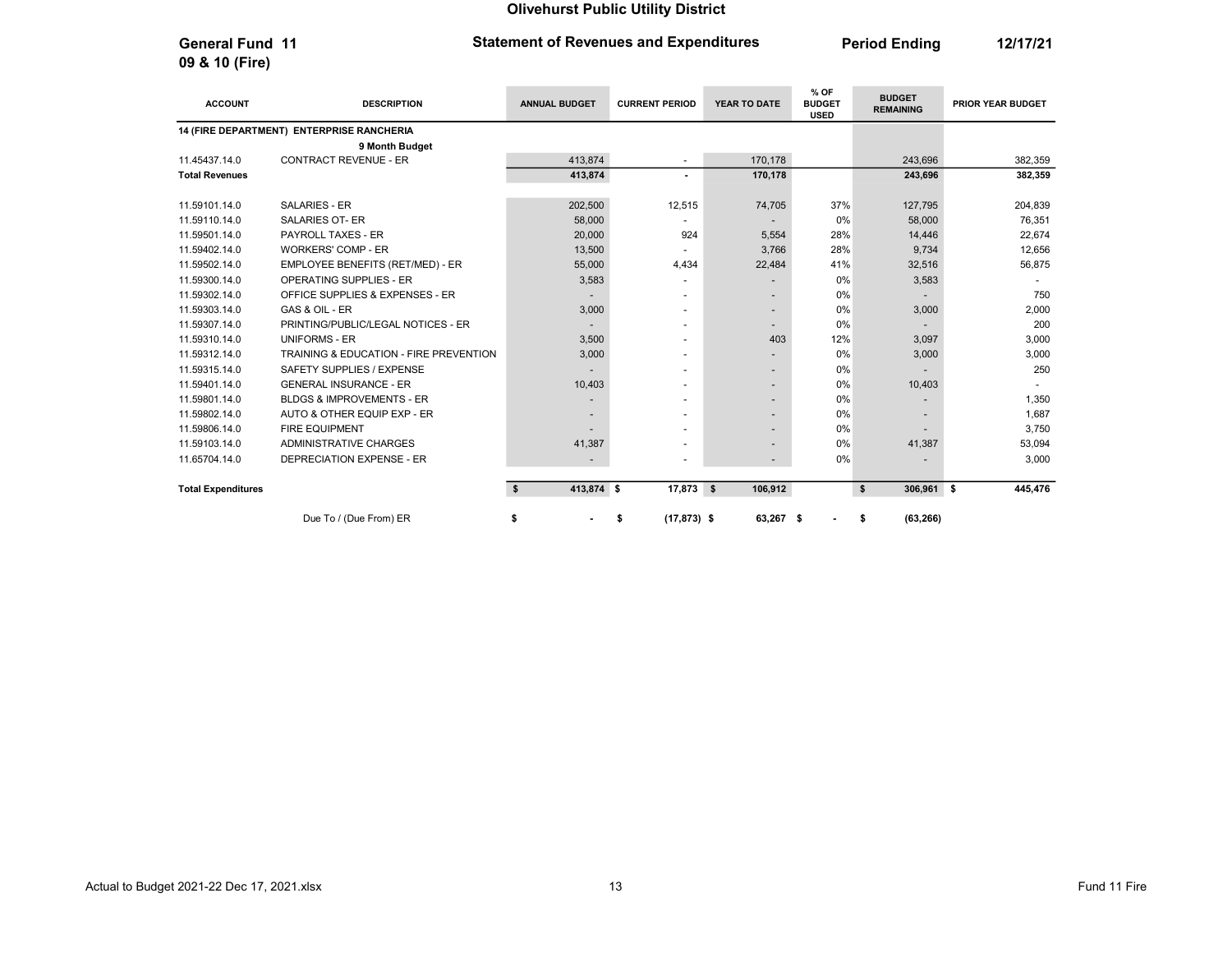**Olivehurst Public Utility District**

**General Fund 11**
**09 & 10 (Fire)**

**Statement of Revenues and Expenditures**

**Period Ending 12/17/21**

| ACCOUNT | DESCRIPTION | ANNUAL BUDGET | CURRENT PERIOD | YEAR TO DATE | % OF BUDGET USED | BUDGET REMAINING | PRIOR YEAR BUDGET |
|---|---|---|---|---|---|---|---|
| **14 (FIRE DEPARTMENT) ENTERPRISE RANCHERIA** | | | | | | | |
| | **9 Month Budget** | | | | | | |
| 11.45437.14.0 | CONTRACT REVENUE - ER | 413,874 | - | 170,178 | | 243,696 | 382,359 |
| **Total Revenues** | | **413,874** | **-** | **170,178** | | **243,696** | **382,359** |
| 11.59101.14.0 | SALARIES - ER | 202,500 | 12,515 | 74,705 | 37% | 127,795 | 204,839 |
| 11.59110.14.0 | SALARIES OT- ER | 58,000 | - | - | 0% | 58,000 | 76,351 |
| 11.59501.14.0 | PAYROLL TAXES - ER | 20,000 | 924 | 5,554 | 28% | 14,446 | 22,674 |
| 11.59402.14.0 | WORKERS' COMP - ER | 13,500 | - | 3,766 | 28% | 9,734 | 12,656 |
| 11.59502.14.0 | EMPLOYEE BENEFITS (RET/MED) - ER | 55,000 | 4,434 | 22,484 | 41% | 32,516 | 56,875 |
| 11.59300.14.0 | OPERATING SUPPLIES - ER | 3,583 | - | - | 0% | 3,583 | - |
| 11.59302.14.0 | OFFICE SUPPLIES & EXPENSES - ER | - | - | - | 0% | - | 750 |
| 11.59303.14.0 | GAS & OIL - ER | 3,000 | - | - | 0% | 3,000 | 2,000 |
| 11.59307.14.0 | PRINTING/PUBLIC/LEGAL NOTICES - ER | - | - | - | 0% | - | 200 |
| 11.59310.14.0 | UNIFORMS - ER | 3,500 | - | 403 | 12% | 3,097 | 3,000 |
| 11.59312.14.0 | TRAINING & EDUCATION - FIRE PREVENTION | 3,000 | - | - | 0% | 3,000 | 3,000 |
| 11.59315.14.0 | SAFETY SUPPLIES / EXPENSE | - | - | - | 0% | - | 250 |
| 11.59401.14.0 | GENERAL INSURANCE - ER | 10,403 | - | - | 0% | 10,403 | - |
| 11.59801.14.0 | BLDGS & IMPROVEMENTS - ER | - | - | - | 0% | - | 1,350 |
| 11.59802.14.0 | AUTO & OTHER EQUIP EXP - ER | - | - | - | 0% | - | 1,687 |
| 11.59806.14.0 | FIRE EQUIPMENT | - | - | - | 0% | - | 3,750 |
| 11.59103.14.0 | ADMINISTRATIVE CHARGES | 41,387 | - | - | 0% | 41,387 | 53,094 |
| 11.65704.14.0 | DEPRECIATION EXPENSE - ER | - | - | - | 0% | - | 3,000 |
| **Total Expenditures** | | **$ 413,874** | **$ 17,873** | **$ 106,912** | | **$ 306,961** | **$ 445,476** |
| | Due To / (Due From) ER | $ - | $ (17,873) | $ 63,267 | $ - | $ (63,266) | |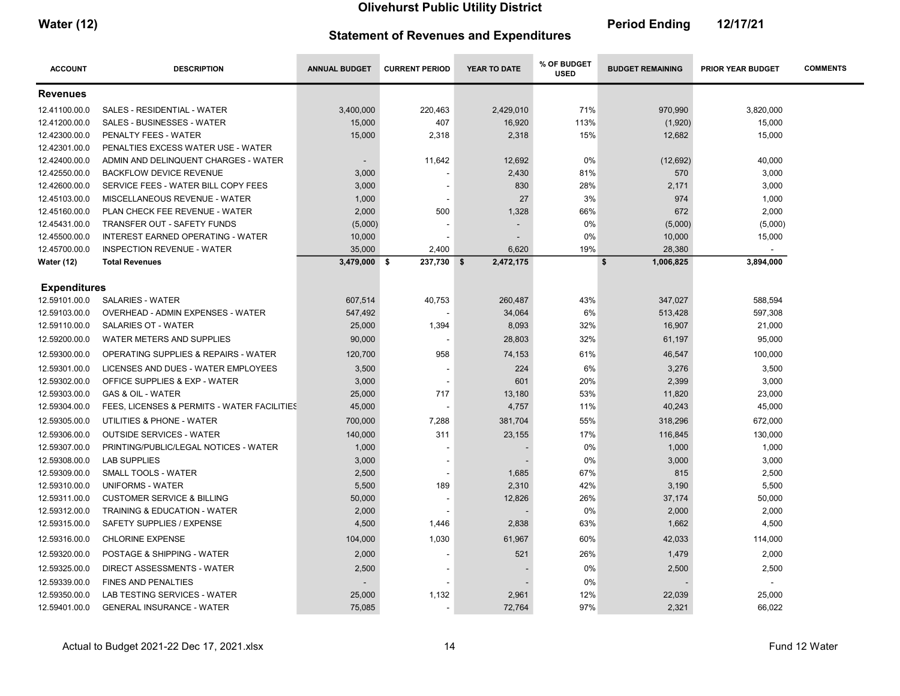# Olivehurst Public Utility District

**Water (12)**

## Statement of Revenues and Expenditures

**Period Ending 12/17/21**

| ACCOUNT | DESCRIPTION | ANNUAL BUDGET | CURRENT PERIOD | YEAR TO DATE | % OF BUDGET USED | BUDGET REMAINING | PRIOR YEAR BUDGET | COMMENTS |
|---|---|---|---|---|---|---|---|---|
| **Revenues** | | | | | | | | |
| 12.41100.00.0 | SALES - RESIDENTIAL - WATER | 3,400,000 | 220,463 | 2,429,010 | 71% | 970,990 | 3,820,000 | |
| 12.41200.00.0 | SALES - BUSINESSES - WATER | 15,000 | 407 | 16,920 | 113% | (1,920) | 15,000 | |
| 12.42300.00.0 | PENALTY FEES - WATER | 15,000 | 2,318 | 2,318 | 15% | 12,682 | 15,000 | |
| 12.42301.00.0 | PENALTIES EXCESS WATER USE - WATER | | | | | | | |
| 12.42400.00.0 | ADMIN AND DELINQUENT CHARGES - WATER | - | 11,642 | 12,692 | 0% | (12,692) | 40,000 | |
| 12.42550.00.0 | BACKFLOW DEVICE REVENUE | 3,000 | - | 2,430 | 81% | 570 | 3,000 | |
| 12.42600.00.0 | SERVICE FEES - WATER BILL COPY FEES | 3,000 | - | 830 | 28% | 2,171 | 3,000 | |
| 12.45103.00.0 | MISCELLANEOUS REVENUE - WATER | 1,000 | - | 27 | 3% | 974 | 1,000 | |
| 12.45160.00.0 | PLAN CHECK FEE REVENUE - WATER | 2,000 | 500 | 1,328 | 66% | 672 | 2,000 | |
| 12.45431.00.0 | TRANSFER OUT - SAFETY FUNDS | (5,000) | - | - | 0% | (5,000) | (5,000) | |
| 12.45500.00.0 | INTEREST EARNED OPERATING - WATER | 10,000 | - | - | 0% | 10,000 | 15,000 | |
| 12.45700.00.0 | INSPECTION REVENUE - WATER | 35,000 | 2,400 | 6,620 | 19% | 28,380 | - | |
| **Water (12)** | **Total Revenues** | **3,479,000** | **$ 237,730** | **$ 2,472,175** | | **$ 1,006,825** | **3,894,000** | |
| **Expenditures** | | | | | | | | |
| 12.59101.00.0 | SALARIES - WATER | 607,514 | 40,753 | 260,487 | 43% | 347,027 | 588,594 | |
| 12.59103.00.0 | OVERHEAD - ADMIN EXPENSES - WATER | 547,492 | - | 34,064 | 6% | 513,428 | 597,308 | |
| 12.59110.00.0 | SALARIES OT - WATER | 25,000 | 1,394 | 8,093 | 32% | 16,907 | 21,000 | |
| 12.59200.00.0 | WATER METERS AND SUPPLIES | 90,000 | - | 28,803 | 32% | 61,197 | 95,000 | |
| 12.59300.00.0 | OPERATING SUPPLIES & REPAIRS - WATER | 120,700 | 958 | 74,153 | 61% | 46,547 | 100,000 | |
| 12.59301.00.0 | LICENSES AND DUES - WATER EMPLOYEES | 3,500 | - | 224 | 6% | 3,276 | 3,500 | |
| 12.59302.00.0 | OFFICE SUPPLIES & EXP - WATER | 3,000 | - | 601 | 20% | 2,399 | 3,000 | |
| 12.59303.00.0 | GAS & OIL - WATER | 25,000 | 717 | 13,180 | 53% | 11,820 | 23,000 | |
| 12.59304.00.0 | FEES, LICENSES & PERMITS - WATER FACILITIES | 45,000 | - | 4,757 | 11% | 40,243 | 45,000 | |
| 12.59305.00.0 | UTILITIES & PHONE - WATER | 700,000 | 7,288 | 381,704 | 55% | 318,296 | 672,000 | |
| 12.59306.00.0 | OUTSIDE SERVICES - WATER | 140,000 | 311 | 23,155 | 17% | 116,845 | 130,000 | |
| 12.59307.00.0 | PRINTING/PUBLIC/LEGAL NOTICES - WATER | 1,000 | - | - | 0% | 1,000 | 1,000 | |
| 12.59308.00.0 | LAB SUPPLIES | 3,000 | - | - | 0% | 3,000 | 3,000 | |
| 12.59309.00.0 | SMALL TOOLS - WATER | 2,500 | - | 1,685 | 67% | 815 | 2,500 | |
| 12.59310.00.0 | UNIFORMS - WATER | 5,500 | 189 | 2,310 | 42% | 3,190 | 5,500 | |
| 12.59311.00.0 | CUSTOMER SERVICE & BILLING | 50,000 | - | 12,826 | 26% | 37,174 | 50,000 | |
| 12.59312.00.0 | TRAINING & EDUCATION - WATER | 2,000 | - | - | 0% | 2,000 | 2,000 | |
| 12.59315.00.0 | SAFETY SUPPLIES / EXPENSE | 4,500 | 1,446 | 2,838 | 63% | 1,662 | 4,500 | |
| 12.59316.00.0 | CHLORINE EXPENSE | 104,000 | 1,030 | 61,967 | 60% | 42,033 | 114,000 | |
| 12.59320.00.0 | POSTAGE & SHIPPING - WATER | 2,000 | - | 521 | 26% | 1,479 | 2,000 | |
| 12.59325.00.0 | DIRECT ASSESSMENTS - WATER | 2,500 | - | - | 0% | 2,500 | 2,500 | |
| 12.59339.00.0 | FINES AND PENALTIES | - | - | - | 0% | - | - | |
| 12.59350.00.0 | LAB TESTING SERVICES - WATER | 25,000 | 1,132 | 2,961 | 12% | 22,039 | 25,000 | |
| 12.59401.00.0 | GENERAL INSURANCE - WATER | 75,085 | - | 72,764 | 97% | 2,321 | 66,022 | |

Actual to Budget 2021-22 Dec 17, 2021.xlsx

Fund 12 Water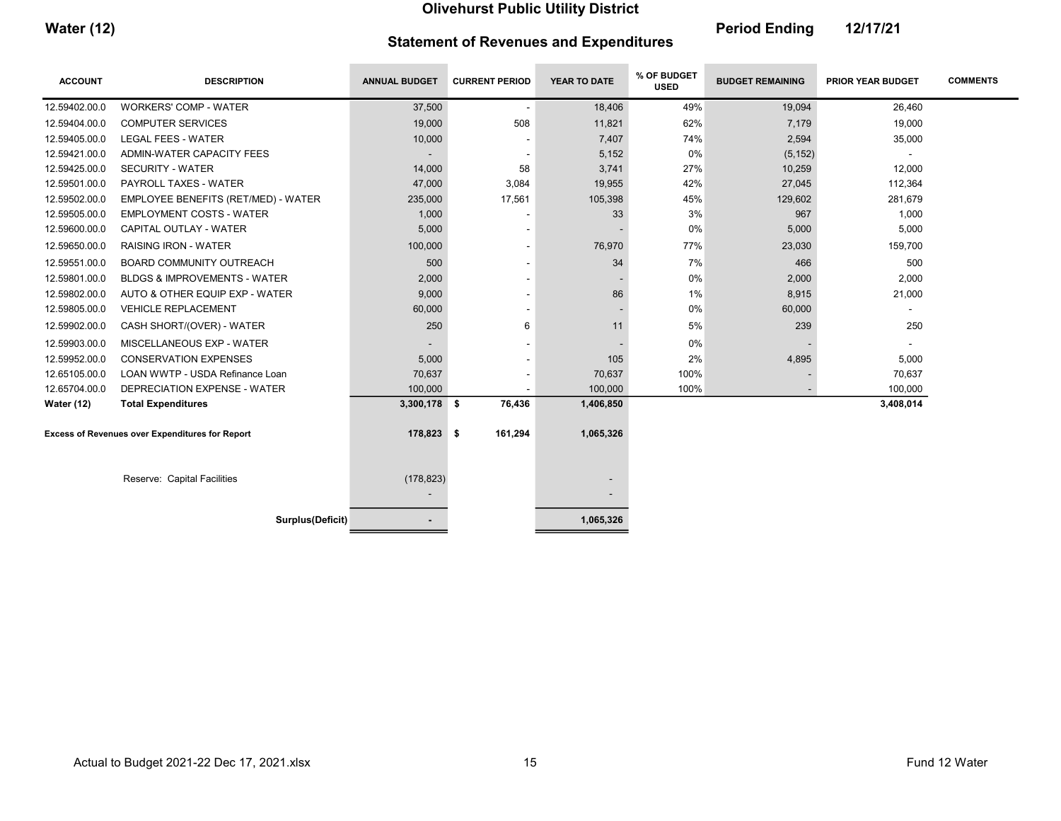# Olivehurst Public Utility District

**Water (12)** | **Statement of Revenues and Expenditures** | **Period Ending 12/17/21**

| ACCOUNT | DESCRIPTION | ANNUAL BUDGET | CURRENT PERIOD | YEAR TO DATE | % OF BUDGET USED | BUDGET REMAINING | PRIOR YEAR BUDGET | COMMENTS |
|---|---|---|---|---|---|---|---|---|
| 12.59402.00.0 | WORKERS' COMP - WATER | 37,500 | - | 18,406 | 49% | 19,094 | 26,460 | |
| 12.59404.00.0 | COMPUTER SERVICES | 19,000 | 508 | 11,821 | 62% | 7,179 | 19,000 | |
| 12.59405.00.0 | LEGAL FEES - WATER | 10,000 | - | 7,407 | 74% | 2,594 | 35,000 | |
| 12.59421.00.0 | ADMIN-WATER CAPACITY FEES | - | - | 5,152 | 0% | (5,152) | - | |
| 12.59425.00.0 | SECURITY - WATER | 14,000 | 58 | 3,741 | 27% | 10,259 | 12,000 | |
| 12.59501.00.0 | PAYROLL TAXES - WATER | 47,000 | 3,084 | 19,955 | 42% | 27,045 | 112,364 | |
| 12.59502.00.0 | EMPLOYEE BENEFITS (RET/MED) - WATER | 235,000 | 17,561 | 105,398 | 45% | 129,602 | 281,679 | |
| 12.59505.00.0 | EMPLOYMENT COSTS - WATER | 1,000 | - | 33 | 3% | 967 | 1,000 | |
| 12.59600.00.0 | CAPITAL OUTLAY - WATER | 5,000 | - | - | 0% | 5,000 | 5,000 | |
| 12.59650.00.0 | RAISING IRON - WATER | 100,000 | - | 76,970 | 77% | 23,030 | 159,700 | |
| 12.59551.00.0 | BOARD COMMUNITY OUTREACH | 500 | - | 34 | 7% | 466 | 500 | |
| 12.59801.00.0 | BLDGS & IMPROVEMENTS - WATER | 2,000 | - | - | 0% | 2,000 | 2,000 | |
| 12.59802.00.0 | AUTO & OTHER EQUIP EXP - WATER | 9,000 | - | 86 | 1% | 8,915 | 21,000 | |
| 12.59805.00.0 | VEHICLE REPLACEMENT | 60,000 | - | - | 0% | 60,000 | - | |
| 12.59902.00.0 | CASH SHORT/(OVER) - WATER | 250 | 6 | 11 | 5% | 239 | 250 | |
| 12.59903.00.0 | MISCELLANEOUS EXP - WATER | - | - | - | 0% | - | - | |
| 12.59952.00.0 | CONSERVATION EXPENSES | 5,000 | - | 105 | 2% | 4,895 | 5,000 | |
| 12.65105.00.0 | LOAN WWTP - USDA Refinance Loan | 70,637 | - | 70,637 | 100% | - | 70,637 | |
| 12.65704.00.0 | DEPRECIATION EXPENSE - WATER | 100,000 | - | 100,000 | 100% | - | 100,000 | |
| **Water (12)** | **Total Expenditures** | **3,300,178** | **$ 76,436** | **1,406,850** | | | **3,408,014** | |
| **Excess of Revenues over Expenditures for Report** | | **178,823** | **$ 161,294** | **1,065,326** | | | | |
| | Reserve: Capital Facilities | (178,823) | | - | | | | |
| | | - | | - | | | | |
| | **Surplus(Deficit)** | **-** | | **1,065,326** | | | | |

Actual to Budget 2021-22 Dec 17, 2021.xlsx | Fund 12 Water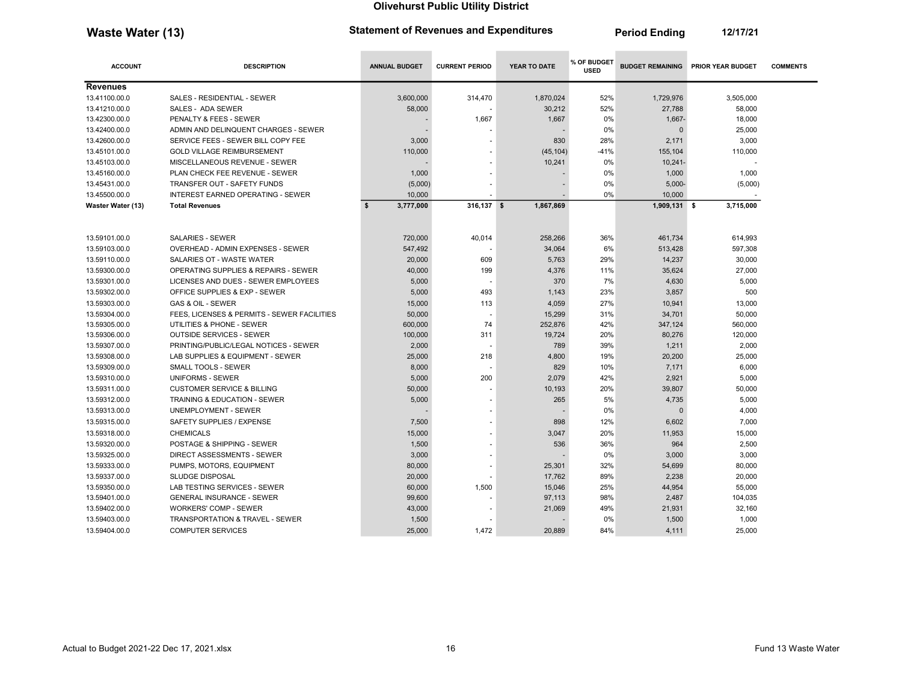# Olivehurst Public Utility District

**Waste Water (13)** — **Statement of Revenues and Expenditures** — **Period Ending 12/17/21**

| ACCOUNT | DESCRIPTION | ANNUAL BUDGET | CURRENT PERIOD | YEAR TO DATE | % OF BUDGET USED | BUDGET REMAINING | PRIOR YEAR BUDGET | COMMENTS |
|---|---|---|---|---|---|---|---|---|
| **Revenues** | | | | | | | | |
| 13.41100.00.0 | SALES - RESIDENTIAL - SEWER | 3,600,000 | 314,470 | 1,870,024 | 52% | 1,729,976 | 3,505,000 | |
| 13.41210.00.0 | SALES - ADA SEWER | 58,000 | - | 30,212 | 52% | 27,788 | 58,000 | |
| 13.42300.00.0 | PENALTY & FEES - SEWER | - | 1,667 | 1,667 | 0% | 1,667- | 18,000 | |
| 13.42400.00.0 | ADMIN AND DELINQUENT CHARGES - SEWER | - | - | - | 0% | 0 | 25,000 | |
| 13.42600.00.0 | SERVICE FEES - SEWER BILL COPY FEE | 3,000 | - | 830 | 28% | 2,171 | 3,000 | |
| 13.45101.00.0 | GOLD VILLAGE REIMBURSEMENT | 110,000 | - | (45,104) | -41% | 155,104 | 110,000 | |
| 13.45103.00.0 | MISCELLANEOUS REVENUE - SEWER | - | - | 10,241 | 0% | 10,241- | - | |
| 13.45160.00.0 | PLAN CHECK FEE REVENUE - SEWER | 1,000 | - | - | 0% | 1,000 | 1,000 | |
| 13.45431.00.0 | TRANSFER OUT - SAFETY FUNDS | (5,000) | - | - | 0% | 5,000- | (5,000) | |
| 13.45500.00.0 | INTEREST EARNED OPERATING - SEWER | 10,000 | - | - | 0% | 10,000 | - | |
| **Waster Water (13)** | **Total Revenues** | **$ 3,777,000** | **316,137** | **$ 1,867,869** | | **1,909,131** | **$ 3,715,000** | |
| | | | | | | | | |
| 13.59101.00.0 | SALARIES - SEWER | 720,000 | 40,014 | 258,266 | 36% | 461,734 | 614,993 | |
| 13.59103.00.0 | OVERHEAD - ADMIN EXPENSES - SEWER | 547,492 | - | 34,064 | 6% | 513,428 | 597,308 | |
| 13.59110.00.0 | SALARIES OT - WASTE WATER | 20,000 | 609 | 5,763 | 29% | 14,237 | 30,000 | |
| 13.59300.00.0 | OPERATING SUPPLIES & REPAIRS - SEWER | 40,000 | 199 | 4,376 | 11% | 35,624 | 27,000 | |
| 13.59301.00.0 | LICENSES AND DUES - SEWER EMPLOYEES | 5,000 | - | 370 | 7% | 4,630 | 5,000 | |
| 13.59302.00.0 | OFFICE SUPPLIES & EXP - SEWER | 5,000 | 493 | 1,143 | 23% | 3,857 | 500 | |
| 13.59303.00.0 | GAS & OIL - SEWER | 15,000 | 113 | 4,059 | 27% | 10,941 | 13,000 | |
| 13.59304.00.0 | FEES, LICENSES & PERMITS - SEWER FACILITIES | 50,000 | - | 15,299 | 31% | 34,701 | 50,000 | |
| 13.59305.00.0 | UTILITIES & PHONE - SEWER | 600,000 | 74 | 252,876 | 42% | 347,124 | 560,000 | |
| 13.59306.00.0 | OUTSIDE SERVICES - SEWER | 100,000 | 311 | 19,724 | 20% | 80,276 | 120,000 | |
| 13.59307.00.0 | PRINTING/PUBLIC/LEGAL NOTICES - SEWER | 2,000 | - | 789 | 39% | 1,211 | 2,000 | |
| 13.59308.00.0 | LAB SUPPLIES & EQUIPMENT - SEWER | 25,000 | 218 | 4,800 | 19% | 20,200 | 25,000 | |
| 13.59309.00.0 | SMALL TOOLS - SEWER | 8,000 | - | 829 | 10% | 7,171 | 6,000 | |
| 13.59310.00.0 | UNIFORMS - SEWER | 5,000 | 200 | 2,079 | 42% | 2,921 | 5,000 | |
| 13.59311.00.0 | CUSTOMER SERVICE & BILLING | 50,000 | - | 10,193 | 20% | 39,807 | 50,000 | |
| 13.59312.00.0 | TRAINING & EDUCATION - SEWER | 5,000 | - | 265 | 5% | 4,735 | 5,000 | |
| 13.59313.00.0 | UNEMPLOYMENT - SEWER | - | - | - | 0% | 0 | 4,000 | |
| 13.59315.00.0 | SAFETY SUPPLIES / EXPENSE | 7,500 | - | 898 | 12% | 6,602 | 7,000 | |
| 13.59318.00.0 | CHEMICALS | 15,000 | - | 3,047 | 20% | 11,953 | 15,000 | |
| 13.59320.00.0 | POSTAGE & SHIPPING - SEWER | 1,500 | - | 536 | 36% | 964 | 2,500 | |
| 13.59325.00.0 | DIRECT ASSESSMENTS - SEWER | 3,000 | - | - | 0% | 3,000 | 3,000 | |
| 13.59333.00.0 | PUMPS, MOTORS, EQUIPMENT | 80,000 | - | 25,301 | 32% | 54,699 | 80,000 | |
| 13.59337.00.0 | SLUDGE DISPOSAL | 20,000 | - | 17,762 | 89% | 2,238 | 20,000 | |
| 13.59350.00.0 | LAB TESTING SERVICES - SEWER | 60,000 | 1,500 | 15,046 | 25% | 44,954 | 55,000 | |
| 13.59401.00.0 | GENERAL INSURANCE - SEWER | 99,600 | - | 97,113 | 98% | 2,487 | 104,035 | |
| 13.59402.00.0 | WORKERS' COMP - SEWER | 43,000 | - | 21,069 | 49% | 21,931 | 32,160 | |
| 13.59403.00.0 | TRANSPORTATION & TRAVEL - SEWER | 1,500 | - | - | 0% | 1,500 | 1,000 | |
| 13.59404.00.0 | COMPUTER SERVICES | 25,000 | 1,472 | 20,889 | 84% | 4,111 | 25,000 | |

Actual to Budget 2021-22 Dec 17, 2021.xlsx — Fund 13 Waste Water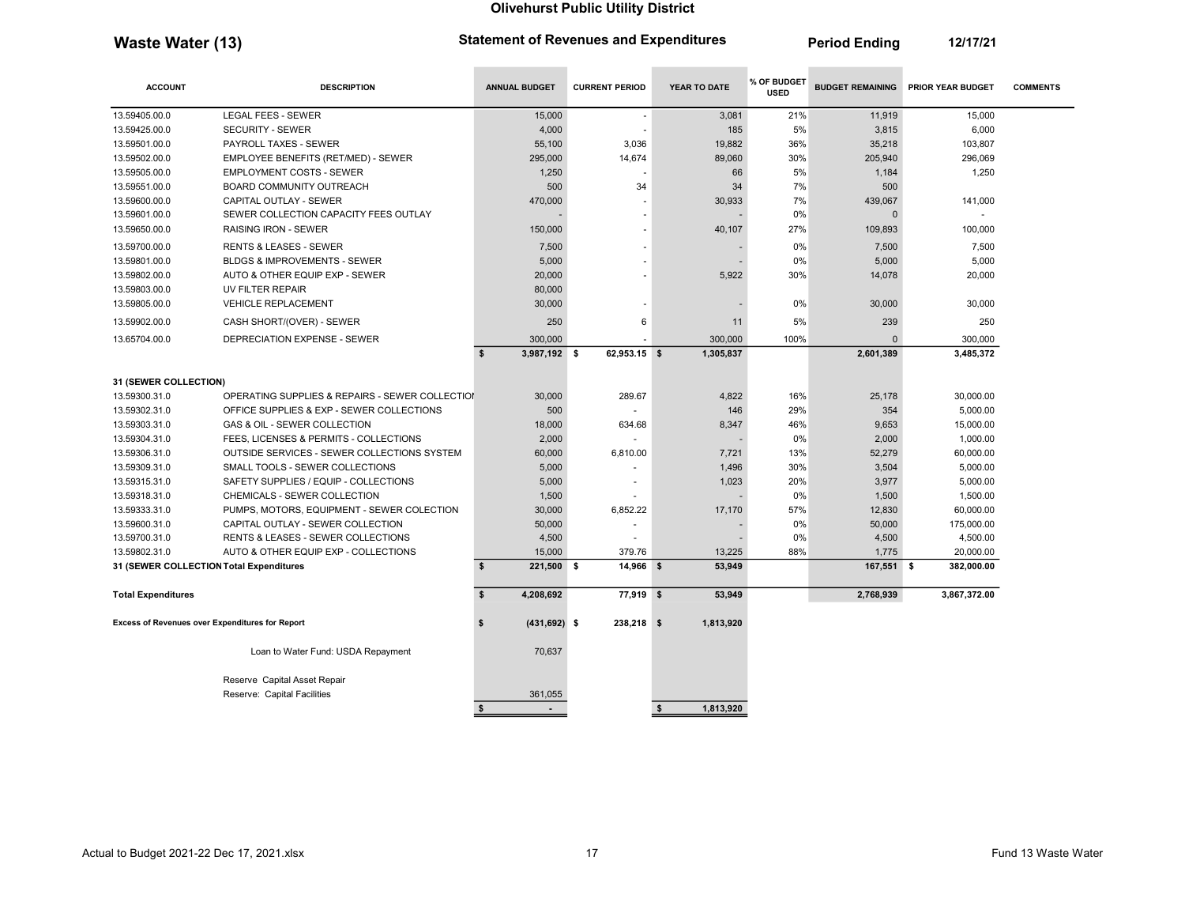# Olivehurst Public Utility District

## Waste Water (13)

**Statement of Revenues and Expenditures** | **Period Ending** 12/17/21

| ACCOUNT | DESCRIPTION | ANNUAL BUDGET | CURRENT PERIOD | YEAR TO DATE | % OF BUDGET USED | BUDGET REMAINING | PRIOR YEAR BUDGET | COMMENTS |
|---|---|---|---|---|---|---|---|---|
| 13.59405.00.0 | LEGAL FEES - SEWER | 15,000 | - | 3,081 | 21% | 11,919 | 15,000 | |
| 13.59425.00.0 | SECURITY - SEWER | 4,000 | - | 185 | 5% | 3,815 | 6,000 | |
| 13.59501.00.0 | PAYROLL TAXES - SEWER | 55,100 | 3,036 | 19,882 | 36% | 35,218 | 103,807 | |
| 13.59502.00.0 | EMPLOYEE BENEFITS (RET/MED) - SEWER | 295,000 | 14,674 | 89,060 | 30% | 205,940 | 296,069 | |
| 13.59505.00.0 | EMPLOYMENT COSTS - SEWER | 1,250 | - | 66 | 5% | 1,184 | 1,250 | |
| 13.59551.00.0 | BOARD COMMUNITY OUTREACH | 500 | 34 | 34 | 7% | 500 | | |
| 13.59600.00.0 | CAPITAL OUTLAY - SEWER | 470,000 | - | 30,933 | 7% | 439,067 | 141,000 | |
| 13.59601.00.0 | SEWER COLLECTION CAPACITY FEES OUTLAY | - | - | - | 0% | 0 | - | |
| 13.59650.00.0 | RAISING IRON - SEWER | 150,000 | - | 40,107 | 27% | 109,893 | 100,000 | |
| 13.59700.00.0 | RENTS & LEASES - SEWER | 7,500 | - | - | 0% | 7,500 | 7,500 | |
| 13.59801.00.0 | BLDGS & IMPROVEMENTS - SEWER | 5,000 | - | - | 0% | 5,000 | 5,000 | |
| 13.59802.00.0 | AUTO & OTHER EQUIP EXP - SEWER | 20,000 | - | 5,922 | 30% | 14,078 | 20,000 | |
| 13.59803.00.0 | UV FILTER REPAIR | 80,000 | | | | | | |
| 13.59805.00.0 | VEHICLE REPLACEMENT | 30,000 | - | - | 0% | 30,000 | 30,000 | |
| 13.59902.00.0 | CASH SHORT/(OVER) - SEWER | 250 | 6 | 11 | 5% | 239 | 250 | |
| 13.65704.00.0 | DEPRECIATION EXPENSE - SEWER | 300,000 | - | 300,000 | 100% | 0 | 300,000 | |
| | | $ 3,987,192 | $ 62,953.15 | $ 1,305,837 | | 2,601,389 | 3,485,372 | |
| **31 (SEWER COLLECTION)** | | | | | | | | |
| 13.59300.31.0 | OPERATING SUPPLIES & REPAIRS - SEWER COLLECTIOI | 30,000 | 289.67 | 4,822 | 16% | 25,178 | 30,000.00 | |
| 13.59302.31.0 | OFFICE SUPPLIES & EXP - SEWER COLLECTIONS | 500 | - | 146 | 29% | 354 | 5,000.00 | |
| 13.59303.31.0 | GAS & OIL - SEWER COLLECTION | 18,000 | 634.68 | 8,347 | 46% | 9,653 | 15,000.00 | |
| 13.59304.31.0 | FEES, LICENSES & PERMITS - COLLECTIONS | 2,000 | - | - | 0% | 2,000 | 1,000.00 | |
| 13.59306.31.0 | OUTSIDE SERVICES - SEWER COLLECTIONS SYSTEM | 60,000 | 6,810.00 | 7,721 | 13% | 52,279 | 60,000.00 | |
| 13.59309.31.0 | SMALL TOOLS - SEWER COLLECTIONS | 5,000 | - | 1,496 | 30% | 3,504 | 5,000.00 | |
| 13.59315.31.0 | SAFETY SUPPLIES / EQUIP - COLLECTIONS | 5,000 | - | 1,023 | 20% | 3,977 | 5,000.00 | |
| 13.59318.31.0 | CHEMICALS - SEWER COLLECTION | 1,500 | - | - | 0% | 1,500 | 1,500.00 | |
| 13.59333.31.0 | PUMPS, MOTORS, EQUIPMENT - SEWER COLECTION | 30,000 | 6,852.22 | 17,170 | 57% | 12,830 | 60,000.00 | |
| 13.59600.31.0 | CAPITAL OUTLAY - SEWER COLLECTION | 50,000 | - | - | 0% | 50,000 | 175,000.00 | |
| 13.59700.31.0 | RENTS & LEASES - SEWER COLLECTIONS | 4,500 | - | - | 0% | 4,500 | 4,500.00 | |
| 13.59802.31.0 | AUTO & OTHER EQUIP EXP - COLLECTIONS | 15,000 | 379.76 | 13,225 | 88% | 1,775 | 20,000.00 | |
| **31 (SEWER COLLECTION Total Expenditures** | | $ 221,500 | $ 14,966 | $ 53,949 | | 167,551 | $ 382,000.00 | |
| **Total Expenditures** | | $ 4,208,692 | 77,919 | $ 53,949 | | 2,768,939 | 3,867,372.00 | |
| **Excess of Revenues over Expenditures for Report** | | $ (431,692) | $ 238,218 | $ 1,813,920 | | | | |
| | Loan to Water Fund: USDA Repayment | 70,637 | | | | | | |
| | Reserve Capital Asset Repair | | | | | | | |
| | Reserve: Capital Facilities | 361,055 | | | | | | |
| | | $ - | | $ 1,813,920 | | | | |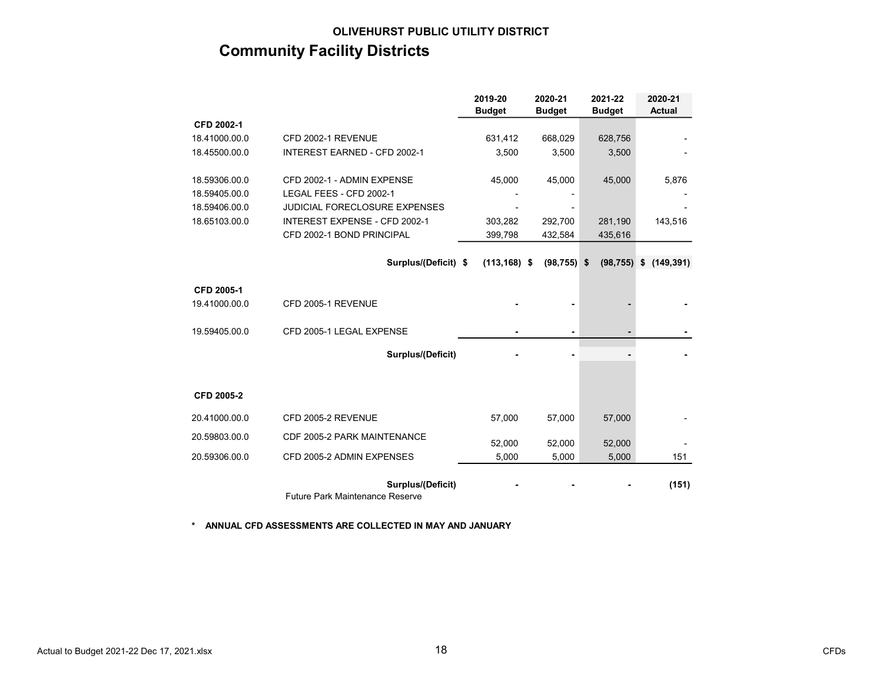# OLIVEHURST PUBLIC UTILITY DISTRICT

## Community Facility Districts

| | | 2019-20 Budget | 2020-21 Budget | 2021-22 Budget | 2020-21 Actual |
|---|---|---|---|---|---|
| **CFD 2002-1** | | | | | |
| 18.41000.00.0 | CFD 2002-1 REVENUE | 631,412 | 668,029 | 628,756 | - |
| 18.45500.00.0 | INTEREST EARNED - CFD 2002-1 | 3,500 | 3,500 | 3,500 | - |
| 18.59306.00.0 | CFD 2002-1 - ADMIN EXPENSE | 45,000 | 45,000 | 45,000 | 5,876 |
| 18.59405.00.0 | LEGAL FEES - CFD 2002-1 | - | - | | - |
| 18.59406.00.0 | JUDICIAL FORECLOSURE EXPENSES | - | - | | - |
| 18.65103.00.0 | INTEREST EXPENSE - CFD 2002-1 | 303,282 | 292,700 | 281,190 | 143,516 |
| | CFD 2002-1 BOND PRINCIPAL | 399,798 | 432,584 | 435,616 | |
| | **Surplus/(Deficit)** | **$ (113,168)** | **$ (98,755)** | **$ (98,755)** | **$ (149,391)** |
| **CFD 2005-1** | | | | | |
| 19.41000.00.0 | CFD 2005-1 REVENUE | - | - | - | - |
| 19.59405.00.0 | CFD 2005-1 LEGAL EXPENSE | - | - | - | - |
| | **Surplus/(Deficit)** | - | - | - | - |
| **CFD 2005-2** | | | | | |
| 20.41000.00.0 | CFD 2005-2 REVENUE | 57,000 | 57,000 | 57,000 | - |
| 20.59803.00.0 | CDF 2005-2 PARK MAINTENANCE | 52,000 | 52,000 | 52,000 | - |
| 20.59306.00.0 | CFD 2005-2 ADMIN EXPENSES | 5,000 | 5,000 | 5,000 | 151 |
| | **Surplus/(Deficit)** | - | - | - | **(151)** |
| | Future Park Maintenance Reserve | | | | |

\* **ANNUAL CFD ASSESSMENTS ARE COLLECTED IN MAY AND JANUARY**